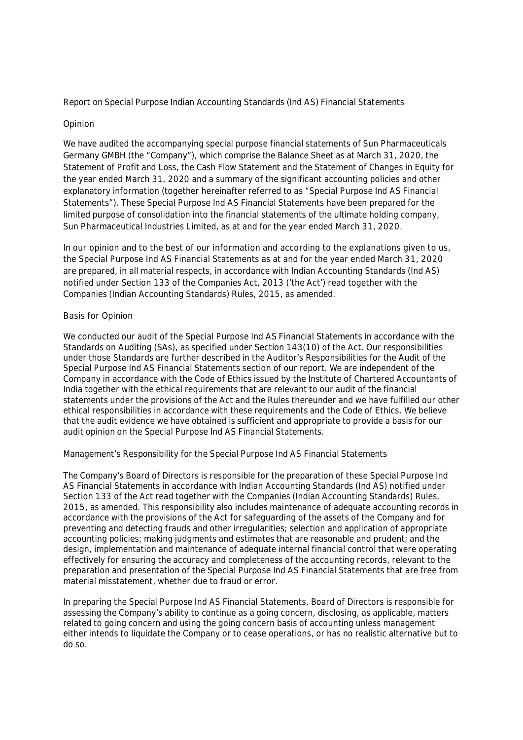# Report on Special Purpose Indian Accounting Standards (Ind AS) Financial Statements

## Opinion

We have audited the accompanying special purpose financial statements of Sun Pharmaceuticals Germany GMBH (the "Company"), which comprise the Balance Sheet as at March 31, 2020, the Statement of Profit and Loss, the Cash Flow Statement and the Statement of Changes in Equity for the year ended March 31, 2020 and a summary of the significant accounting policies and other explanatory information (together hereinafter referred to as "Special Purpose Ind AS Financial Statements"). These Special Purpose Ind AS Financial Statements have been prepared for the limited purpose of consolidation into the financial statements of the ultimate holding company, Sun Pharmaceutical Industries Limited, as at and for the year ended March 31, 2020.

In our opinion and to the best of our information and according to the explanations given to us, the Special Purpose Ind AS Financial Statements as at and for the year ended March 31, 2020 are prepared, in all material respects, in accordance with Indian Accounting Standards (Ind AS) notified under Section 133 of the Companies Act, 2013 ('the Act') read together with the Companies (Indian Accounting Standards) Rules, 2015, as amended.

## Basis for Opinion

We conducted our audit of the Special Purpose Ind AS Financial Statements in accordance with the Standards on Auditing (SAs), as specified under Section 143(10) of the Act. Our responsibilities under those Standards are further described in the Auditor's Responsibilities for the Audit of the Special Purpose Ind AS Financial Statements section of our report. We are independent of the Company in accordance with the Code of Ethics issued by the Institute of Chartered Accountants of India together with the ethical requirements that are relevant to our audit of the financial statements under the provisions of the Act and the Rules thereunder and we have fulfilled our other ethical responsibilities in accordance with these requirements and the Code of Ethics. We believe that the audit evidence we have obtained is sufficient and appropriate to provide a basis for our audit opinion on the Special Purpose Ind AS Financial Statements.

## Management's Responsibility for the Special Purpose Ind AS Financial Statements

The Company's Board of Directors is responsible for the preparation of these Special Purpose Ind AS Financial Statements in accordance with Indian Accounting Standards (Ind AS) notified under Section 133 of the Act read together with the Companies (Indian Accounting Standards) Rules, 2015, as amended. This responsibility also includes maintenance of adequate accounting records in accordance with the provisions of the Act for safeguarding of the assets of the Company and for preventing and detecting frauds and other irregularities; selection and application of appropriate accounting policies; making judgments and estimates that are reasonable and prudent; and the design, implementation and maintenance of adequate internal financial control that were operating effectively for ensuring the accuracy and completeness of the accounting records, relevant to the preparation and presentation of the Special Purpose Ind AS Financial Statements that are free from material misstatement, whether due to fraud or error.

In preparing the Special Purpose Ind AS Financial Statements, Board of Directors is responsible for assessing the Company's ability to continue as a going concern, disclosing, as applicable, matters related to going concern and using the going concern basis of accounting unless management either intends to liquidate the Company or to cease operations, or has no realistic alternative but to do so.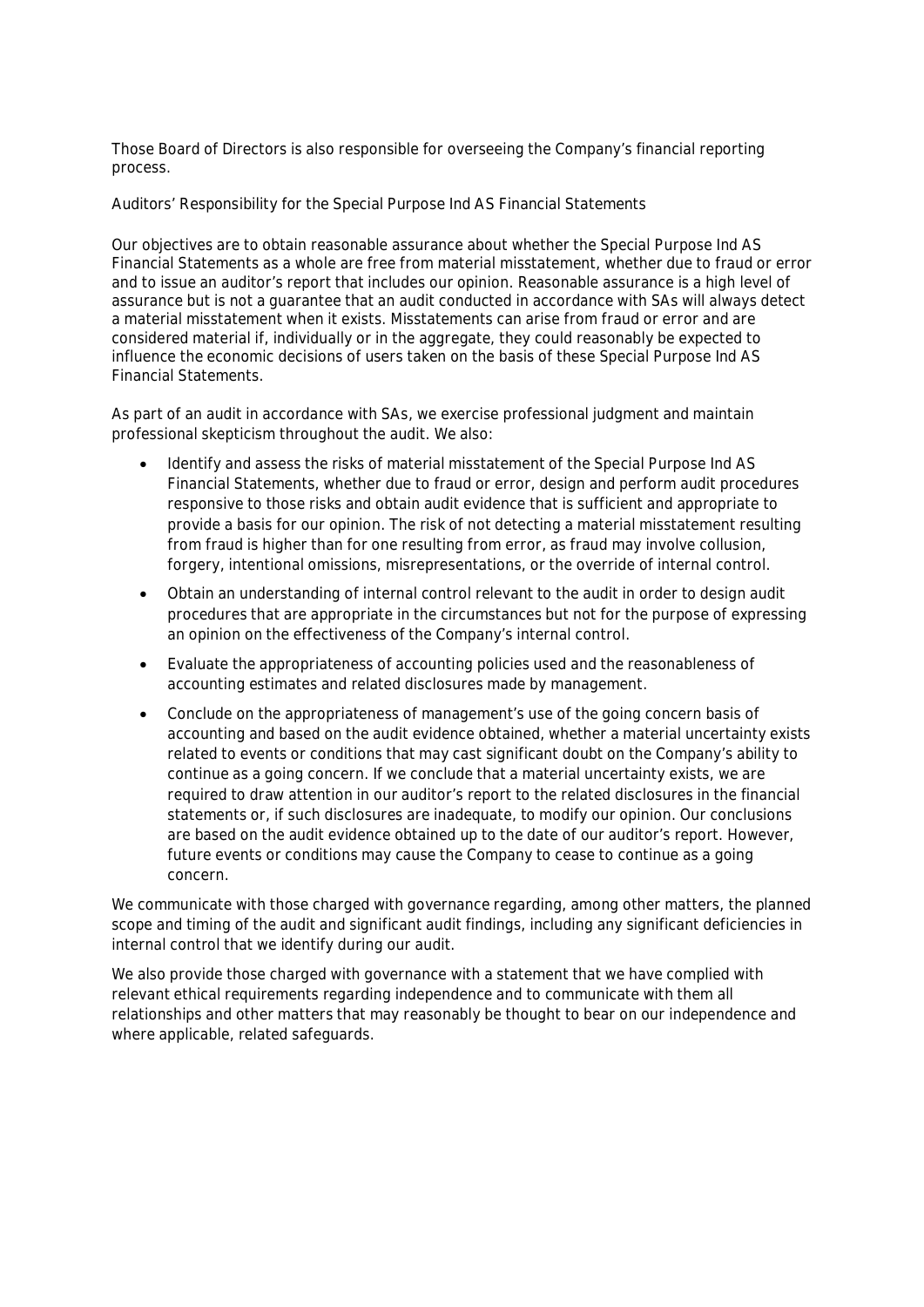Those Board of Directors is also responsible for overseeing the Company's financial reporting process.

## Auditors' Responsibility for the Special Purpose Ind AS Financial Statements

Our objectives are to obtain reasonable assurance about whether the Special Purpose Ind AS Financial Statements as a whole are free from material misstatement, whether due to fraud or error and to issue an auditor's report that includes our opinion. Reasonable assurance is a high level of assurance but is not a guarantee that an audit conducted in accordance with SAs will always detect a material misstatement when it exists. Misstatements can arise from fraud or error and are considered material if, individually or in the aggregate, they could reasonably be expected to influence the economic decisions of users taken on the basis of these Special Purpose Ind AS Financial Statements.

As part of an audit in accordance with SAs, we exercise professional judgment and maintain professional skepticism throughout the audit. We also:

- Identify and assess the risks of material misstatement of the Special Purpose Ind AS Financial Statements, whether due to fraud or error, design and perform audit procedures responsive to those risks and obtain audit evidence that is sufficient and appropriate to provide a basis for our opinion. The risk of not detecting a material misstatement resulting from fraud is higher than for one resulting from error, as fraud may involve collusion, forgery, intentional omissions, misrepresentations, or the override of internal control.
- Obtain an understanding of internal control relevant to the audit in order to design audit procedures that are appropriate in the circumstances but not for the purpose of expressing an opinion on the effectiveness of the Company's internal control.
- Evaluate the appropriateness of accounting policies used and the reasonableness of accounting estimates and related disclosures made by management.
- Conclude on the appropriateness of management's use of the going concern basis of accounting and based on the audit evidence obtained, whether a material uncertainty exists related to events or conditions that may cast significant doubt on the Company's ability to continue as a going concern. If we conclude that a material uncertainty exists, we are required to draw attention in our auditor's report to the related disclosures in the financial statements or, if such disclosures are inadequate, to modify our opinion. Our conclusions are based on the audit evidence obtained up to the date of our auditor's report. However, future events or conditions may cause the Company to cease to continue as a going concern.

We communicate with those charged with governance regarding, among other matters, the planned scope and timing of the audit and significant audit findings, including any significant deficiencies in internal control that we identify during our audit.

We also provide those charged with governance with a statement that we have complied with relevant ethical requirements regarding independence and to communicate with them all relationships and other matters that may reasonably be thought to bear on our independence and where applicable, related safeguards.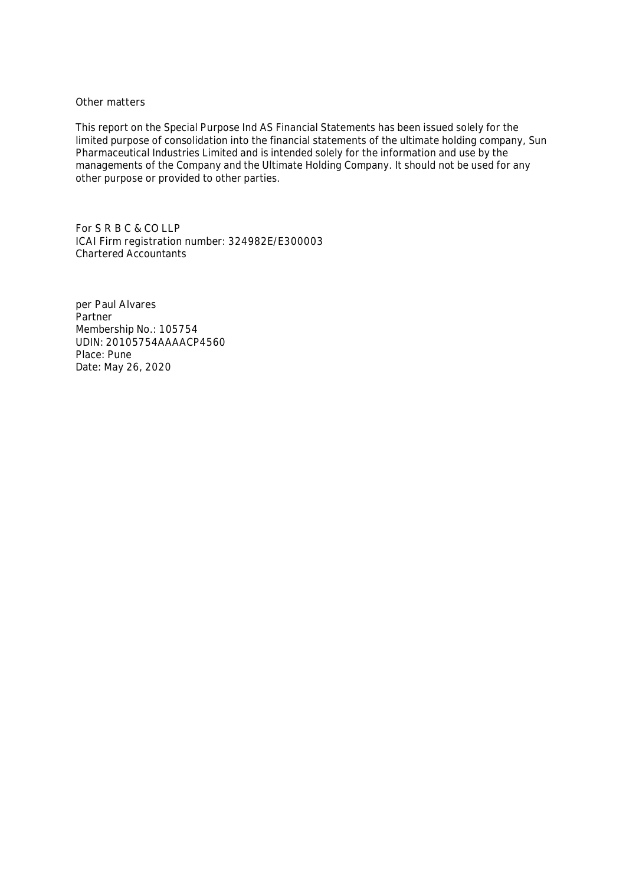## Other matters

This report on the Special Purpose Ind AS Financial Statements has been issued solely for the limited purpose of consolidation into the financial statements of the ultimate holding company, Sun Pharmaceutical Industries Limited and is intended solely for the information and use by the managements of the Company and the Ultimate Holding Company. It should not be used for any other purpose or provided to other parties.

For S R B C & CO LLP
ICAI Firm registration number: 324982E/E300003
Chartered Accountants

per Paul Alvares
Partner
Membership No.: 105754
UDIN: 20105754AAAACP4560
Place: Pune
Date: May 26, 2020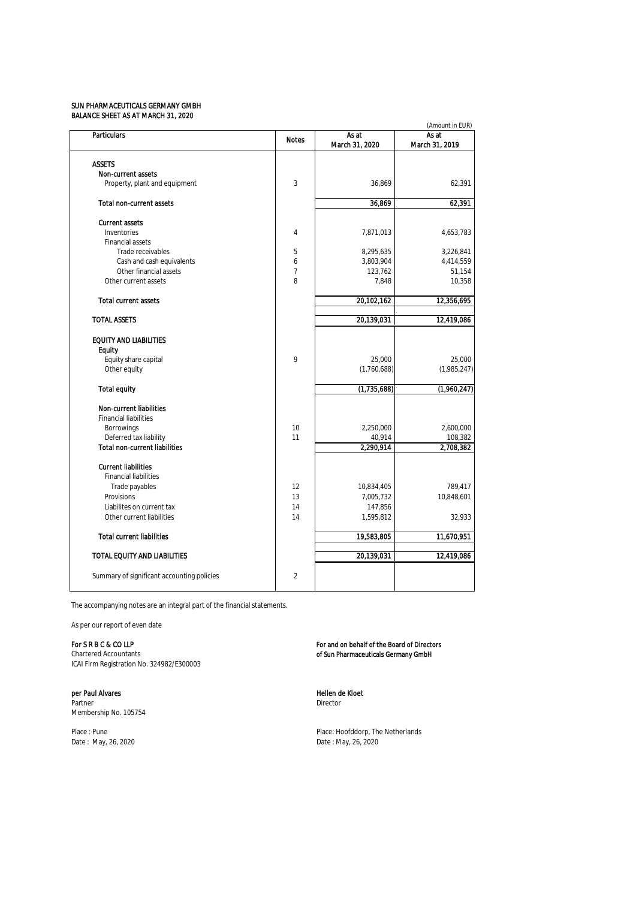SUN PHARMACEUTICALS GERMANY GMBH
BALANCE SHEET AS AT MARCH 31, 2020

(Amount in EUR)

| Particulars | Notes | As at March 31, 2020 | As at March 31, 2019 |
|---|---|---|---|
| **ASSETS** | | | |
| **Non-current assets** | | | |
| Property, plant and equipment | 3 | 36,869 | 62,391 |
| **Total non-current assets** | | 36,869 | 62,391 |
| **Current assets** | | | |
| Inventories | 4 | 7,871,013 | 4,653,783 |
| Financial assets | | | |
| Trade receivables | 5 | 8,295,635 | 3,226,841 |
| Cash and cash equivalents | 6 | 3,803,904 | 4,414,559 |
| Other financial assets | 7 | 123,762 | 51,154 |
| Other current assets | 8 | 7,848 | 10,358 |
| **Total current assets** | | 20,102,162 | 12,356,695 |
| **TOTAL ASSETS** | | 20,139,031 | 12,419,086 |
| **EQUITY AND LIABILITIES** | | | |
| **Equity** | | | |
| Equity share capital | 9 | 25,000 | 25,000 |
| Other equity | | (1,760,688) | (1,985,247) |
| **Total equity** | | (1,735,688) | (1,960,247) |
| **Non-current liabilities** | | | |
| Financial liabilities | | | |
| Borrowings | 10 | 2,250,000 | 2,600,000 |
| Deferred tax liability | 11 | 40,914 | 108,382 |
| **Total non-current liabilities** | | 2,290,914 | 2,708,382 |
| **Current liabilities** | | | |
| Financial liabilities | | | |
| Trade payables | 12 | 10,834,405 | 789,417 |
| Provisions | 13 | 7,005,732 | 10,848,601 |
| Liabilites on current tax | 14 | 147,856 | |
| Other current liabilities | 14 | 1,595,812 | 32,933 |
| **Total current liabilities** | | 19,583,805 | 11,670,951 |
| **TOTAL EQUITY AND LIABILITIES** | | 20,139,031 | 12,419,086 |
| Summary of significant accounting policies | 2 | | |

The accompanying notes are an integral part of the financial statements.

As per our report of even date

**For S R B C & CO LLP**
Chartered Accountants
ICAI Firm Registration No. 324982/E300003

**per Paul Alvares**
Partner
Membership No. 105754

Place : Pune
Date : May, 26, 2020

**For and on behalf of the Board of Directors of Sun Pharmaceuticals Germany GmbH**

**Hellen de Kloet**
Director

Place: Hoofddorp, The Netherlands
Date : May, 26, 2020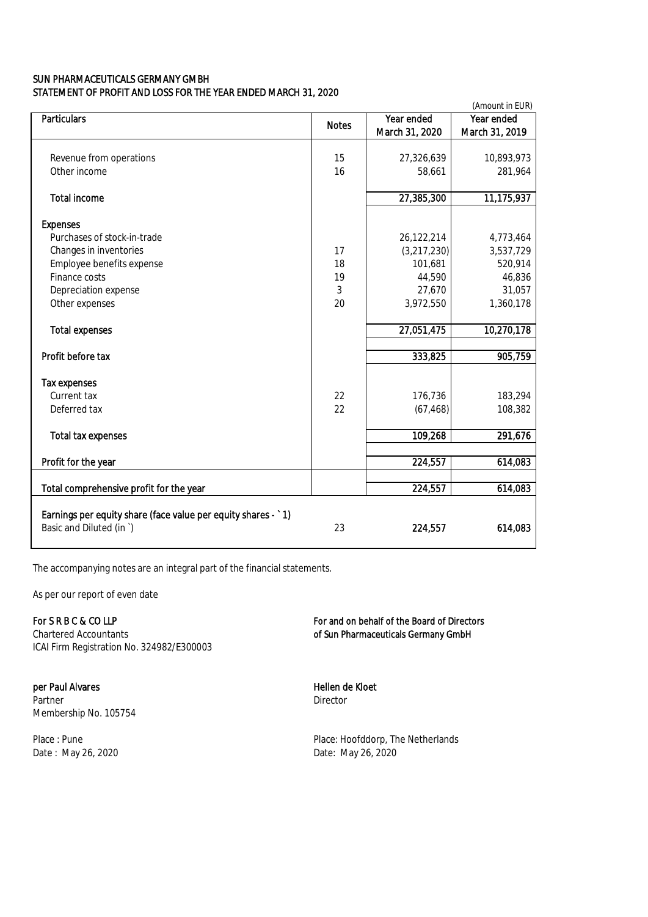# SUN PHARMACEUTICALS GERMANY GMBH
## STATEMENT OF PROFIT AND LOSS FOR THE YEAR ENDED MARCH 31, 2020

*(Amount in EUR)*

| Particulars | Notes | Year ended March 31, 2020 | Year ended March 31, 2019 |
|---|---|---|---|
| Revenue from operations | 15 | 27,326,639 | 10,893,973 |
| Other income | 16 | 58,661 | 281,964 |
| **Total income** | | 27,385,300 | 11,175,937 |
| **Expenses** | | | |
| Purchases of stock-in-trade | | 26,122,214 | 4,773,464 |
| Changes in inventories | 17 | (3,217,230) | 3,537,729 |
| Employee benefits expense | 18 | 101,681 | 520,914 |
| Finance costs | 19 | 44,590 | 46,836 |
| Depreciation expense | 3 | 27,670 | 31,057 |
| Other expenses | 20 | 3,972,550 | 1,360,178 |
| **Total expenses** | | 27,051,475 | 10,270,178 |
| **Profit before tax** | | 333,825 | 905,759 |
| **Tax expenses** | | | |
| Current tax | 22 | 176,736 | 183,294 |
| Deferred tax | 22 | (67,468) | 108,382 |
| **Total tax expenses** | | 109,268 | 291,676 |
| **Profit for the year** | | 224,557 | 614,083 |
| **Total comprehensive profit for the year** | | 224,557 | 614,083 |
| **Earnings per equity share (face value per equity shares - ` 1)** | | | |
| Basic and Diluted (in `) | 23 | **224,557** | **614,083** |

The accompanying notes are an integral part of the financial statements.

As per our report of even date

**For S R B C & CO LLP**
Chartered Accountants
ICAI Firm Registration No. 324982/E300003

**per Paul Alvares**
Partner
Membership No. 105754

Place : Pune
Date : May 26, 2020

**For and on behalf of the Board of Directors of Sun Pharmaceuticals Germany GmbH**

**Hellen de Kloet**
Director

Place: Hoofddorp, The Netherlands
Date: May 26, 2020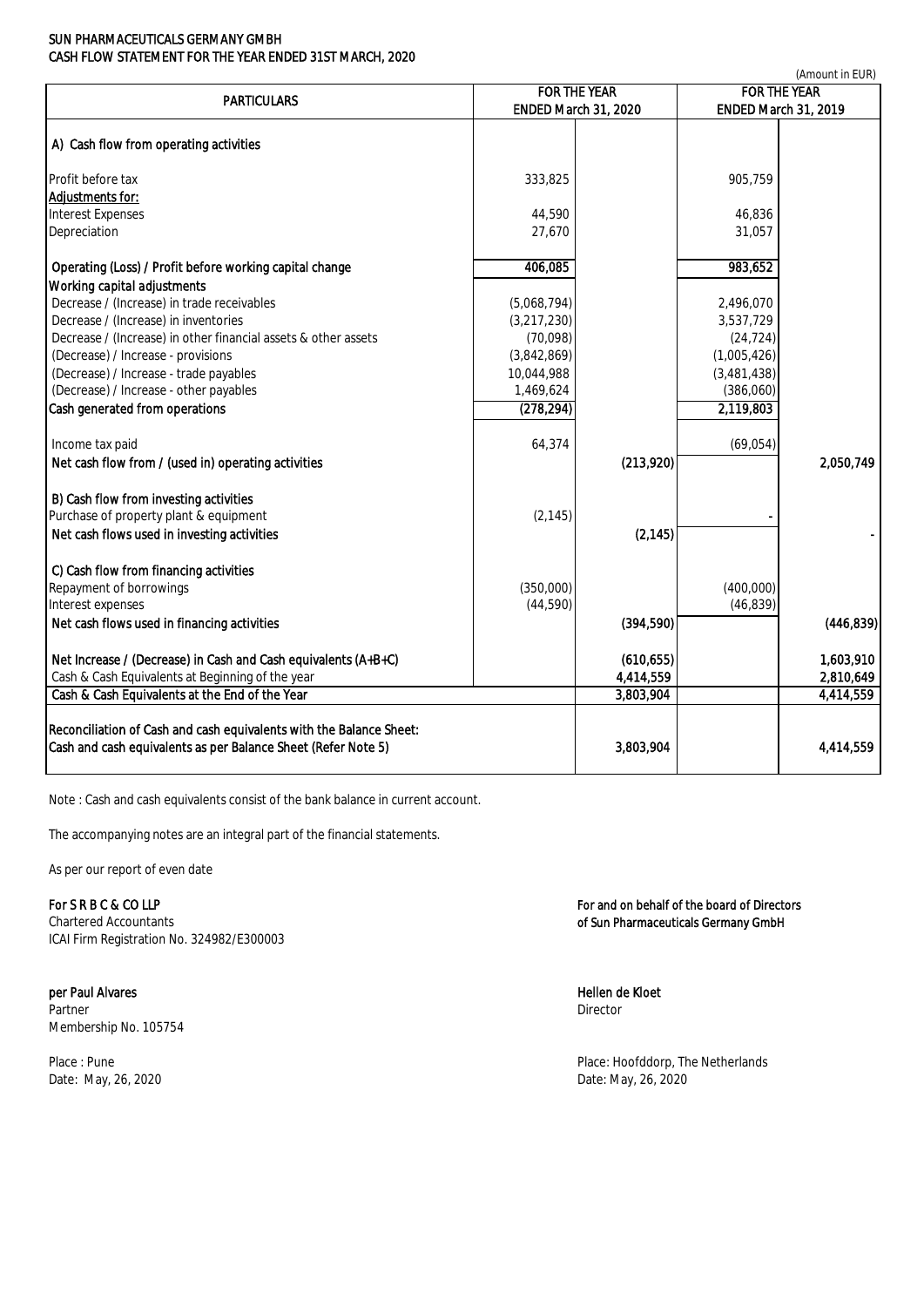SUN PHARMACEUTICALS GERMANY GMBH
CASH FLOW STATEMENT FOR THE YEAR ENDED 31ST MARCH, 2020

(Amount in EUR)

| PARTICULARS | FOR THE YEAR ENDED March 31, 2020 | | FOR THE YEAR ENDED March 31, 2019 | |
|---|---|---|---|---|
| **A) Cash flow from operating activities** | | | | |
| Profit before tax | 333,825 | | 905,759 | |
| Adjustments for: | | | | |
| Interest Expenses | 44,590 | | 46,836 | |
| Depreciation | 27,670 | | 31,057 | |
| **Operating (Loss) / Profit before working capital change** | **406,085** | | **983,652** | |
| *Working capital adjustments* | | | | |
| Decrease / (Increase) in trade receivables | (5,068,794) | | 2,496,070 | |
| Decrease / (Increase) in inventories | (3,217,230) | | 3,537,729 | |
| Decrease / (Increase) in other financial assets & other assets | (70,098) | | (24,724) | |
| (Decrease) / Increase - provisions | (3,842,869) | | (1,005,426) | |
| (Decrease) / Increase - trade payables | 10,044,988 | | (3,481,438) | |
| (Decrease) / Increase - other payables | 1,469,624 | | (386,060) | |
| **Cash generated from operations** | **(278,294)** | | **2,119,803** | |
| Income tax paid | 64,374 | | (69,054) | |
| **Net cash flow from / (used in) operating activities** | | **(213,920)** | | **2,050,749** |
| **B) Cash flow from investing activities** | | | | |
| Purchase of property plant & equipment | (2,145) | | - | |
| **Net cash flows used in investing activities** | | **(2,145)** | | **-** |
| **C) Cash flow from financing activities** | | | | |
| Repayment of borrowings | (350,000) | | (400,000) | |
| Interest expenses | (44,590) | | (46,839) | |
| **Net cash flows used in financing activities** | | **(394,590)** | | **(446,839)** |
| **Net Increase / (Decrease) in Cash and Cash equivalents (A+B+C)** | | **(610,655)** | | **1,603,910** |
| Cash & Cash Equivalents at Beginning of the year | | 4,414,559 | | 2,810,649 |
| **Cash & Cash Equivalents at the End of the Year** | | **3,803,904** | | **4,414,559** |
| **Reconciliation of Cash and cash equivalents with the Balance Sheet:** | | | | |
| **Cash and cash equivalents as per Balance Sheet (Refer Note 5)** | | **3,803,904** | | **4,414,559** |

Note : Cash and cash equivalents consist of the bank balance in current account.

The accompanying notes are an integral part of the financial statements.

As per our report of even date

**For S R B C & CO LLP**
Chartered Accountants
ICAI Firm Registration No. 324982/E300003

**per Paul Alvares**
Partner
Membership No. 105754

Place : Pune
Date: May, 26, 2020

**For and on behalf of the board of Directors**
**of Sun Pharmaceuticals Germany GmbH**

**Hellen de Kloet**
Director

Place: Hoofddorp, The Netherlands
Date: May, 26, 2020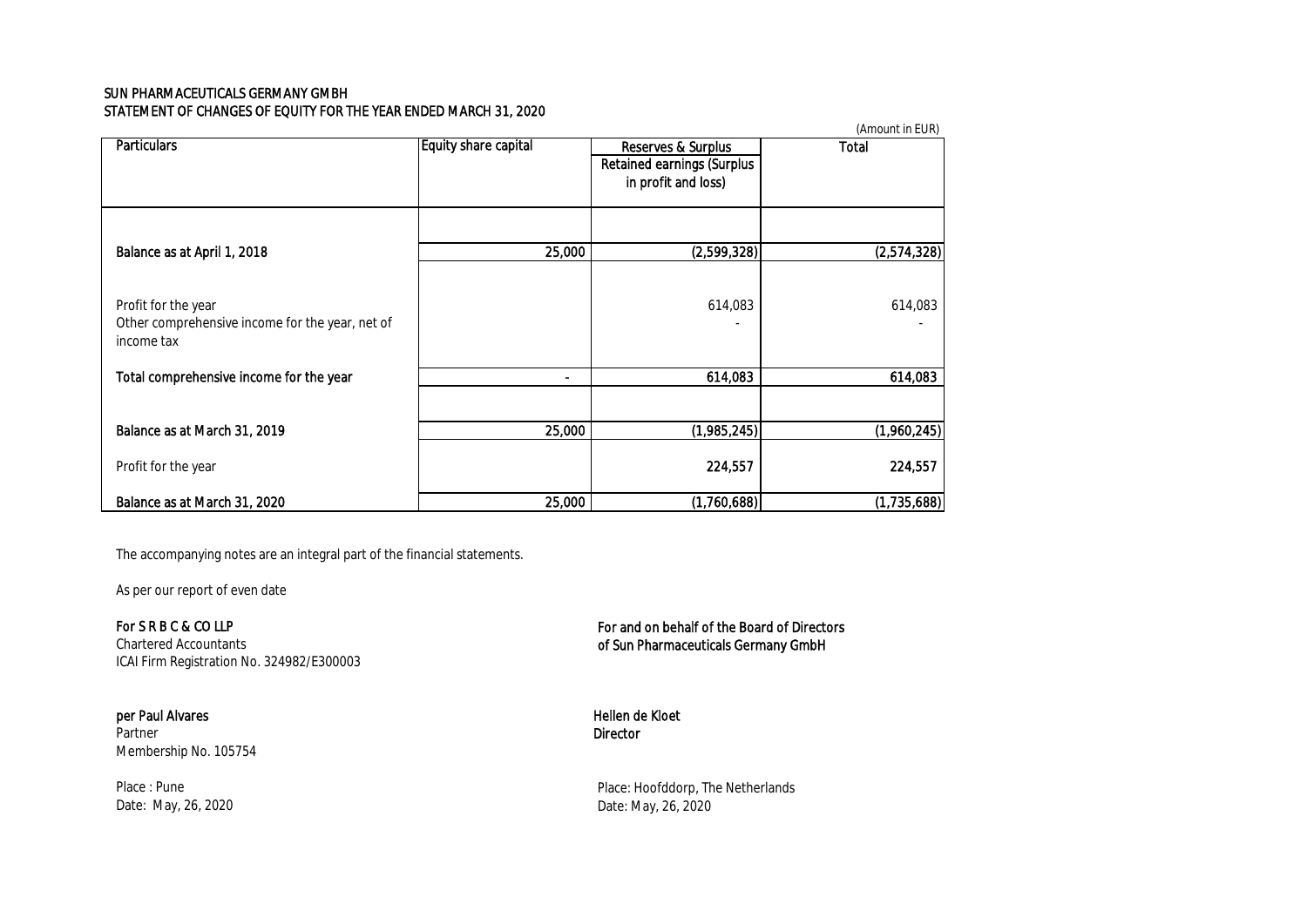SUN PHARMACEUTICALS GERMANY GMBH
STATEMENT OF CHANGES OF EQUITY FOR THE YEAR ENDED MARCH 31, 2020

(Amount in EUR)

| Particulars | Equity share capital | Reserves & Surplus | Total |
|---|---|---|---|
| | | Retained earnings (Surplus in profit and loss) | |
| **Balance as at April 1, 2018** | 25,000 | (2,599,328) | (2,574,328) |
| Profit for the year | | 614,083 | 614,083 |
| Other comprehensive income for the year, net of income tax | | - | - |
| **Total comprehensive income for the year** | - | 614,083 | 614,083 |
| **Balance as at March 31, 2019** | 25,000 | (1,985,245) | (1,960,245) |
| Profit for the year | | 224,557 | 224,557 |
| **Balance as at March 31, 2020** | 25,000 | (1,760,688) | (1,735,688) |

The accompanying notes are an integral part of the financial statements.

As per our report of even date

**For S R B C & CO LLP**
Chartered Accountants
ICAI Firm Registration No. 324982/E300003

**per Paul Alvares**
Partner
Membership No. 105754

Place : Pune
Date: May, 26, 2020

**For and on behalf of the Board of Directors of Sun Pharmaceuticals Germany GmbH**

**Hellen de Kloet**
**Director**

Place: Hoofddorp, The Netherlands
Date: May, 26, 2020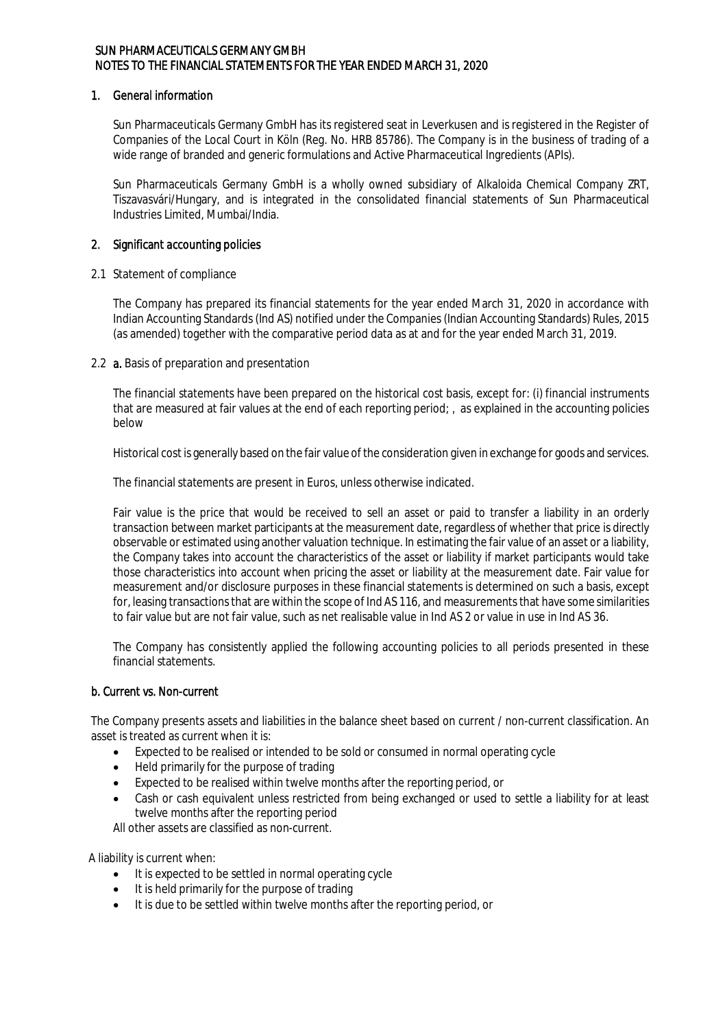# SUN PHARMACEUTICALS GERMANY GMBH
## NOTES TO THE FINANCIAL STATEMENTS FOR THE YEAR ENDED MARCH 31, 2020

## 1. General information

Sun Pharmaceuticals Germany GmbH has its registered seat in Leverkusen and is registered in the Register of Companies of the Local Court in Köln (Reg. No. HRB 85786). The Company is in the business of trading of a wide range of branded and generic formulations and Active Pharmaceutical Ingredients (APIs).

Sun Pharmaceuticals Germany GmbH is a wholly owned subsidiary of Alkaloida Chemical Company ZRT, Tiszavasvári/Hungary, and is integrated in the consolidated financial statements of Sun Pharmaceutical Industries Limited, Mumbai/India.

## 2. Significant accounting policies

2.1 Statement of compliance

The Company has prepared its financial statements for the year ended March 31, 2020 in accordance with Indian Accounting Standards (Ind AS) notified under the Companies (Indian Accounting Standards) Rules, 2015 (as amended) together with the comparative period data as at and for the year ended March 31, 2019.

2.2 **a.** Basis of preparation and presentation

The financial statements have been prepared on the historical cost basis, except for: (i) financial instruments that are measured at fair values at the end of each reporting period; , as explained in the accounting policies below

Historical cost is generally based on the fair value of the consideration given in exchange for goods and services.

The financial statements are present in Euros, unless otherwise indicated.

Fair value is the price that would be received to sell an asset or paid to transfer a liability in an orderly transaction between market participants at the measurement date, regardless of whether that price is directly observable or estimated using another valuation technique. In estimating the fair value of an asset or a liability, the Company takes into account the characteristics of the asset or liability if market participants would take those characteristics into account when pricing the asset or liability at the measurement date. Fair value for measurement and/or disclosure purposes in these financial statements is determined on such a basis, except for, leasing transactions that are within the scope of Ind AS 116, and measurements that have some similarities to fair value but are not fair value, such as net realisable value in Ind AS 2 or value in use in Ind AS 36.

The Company has consistently applied the following accounting policies to all periods presented in these financial statements.

### b. Current vs. Non-current

The Company presents assets and liabilities in the balance sheet based on current / non-current classification. An asset is treated as current when it is:

- Expected to be realised or intended to be sold or consumed in normal operating cycle
- Held primarily for the purpose of trading
- Expected to be realised within twelve months after the reporting period, or
- Cash or cash equivalent unless restricted from being exchanged or used to settle a liability for at least twelve months after the reporting period

All other assets are classified as non-current.

A liability is current when:

- It is expected to be settled in normal operating cycle
- It is held primarily for the purpose of trading
- It is due to be settled within twelve months after the reporting period, or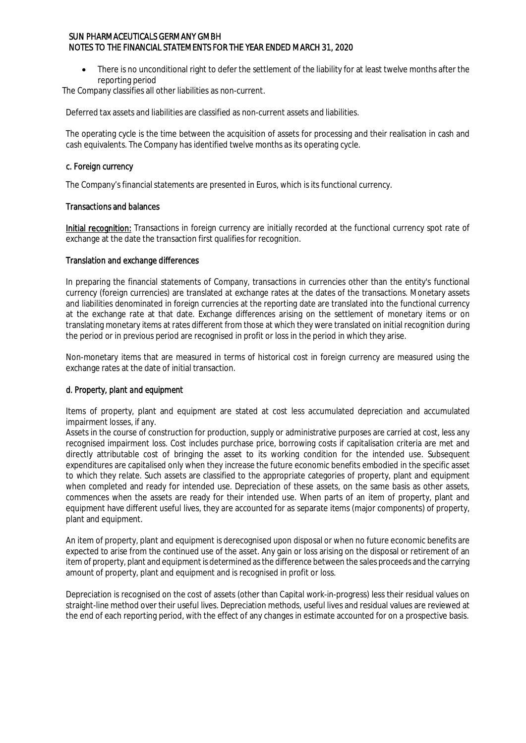- There is no unconditional right to defer the settlement of the liability for at least twelve months after the reporting period

The Company classifies all other liabilities as non-current.

Deferred tax assets and liabilities are classified as non-current assets and liabilities.

The operating cycle is the time between the acquisition of assets for processing and their realisation in cash and cash equivalents. The Company has identified twelve months as its operating cycle.

### c. Foreign currency

The Company's financial statements are presented in Euros, which is its functional currency.

### Transactions and balances

Initial recognition: Transactions in foreign currency are initially recorded at the functional currency spot rate of exchange at the date the transaction first qualifies for recognition.

### Translation and exchange differences

In preparing the financial statements of Company, transactions in currencies other than the entity's functional currency (foreign currencies) are translated at exchange rates at the dates of the transactions. Monetary assets and liabilities denominated in foreign currencies at the reporting date are translated into the functional currency at the exchange rate at that date. Exchange differences arising on the settlement of monetary items or on translating monetary items at rates different from those at which they were translated on initial recognition during the period or in previous period are recognised in profit or loss in the period in which they arise.

Non-monetary items that are measured in terms of historical cost in foreign currency are measured using the exchange rates at the date of initial transaction.

### d. Property, plant and equipment

Items of property, plant and equipment are stated at cost less accumulated depreciation and accumulated impairment losses, if any.

Assets in the course of construction for production, supply or administrative purposes are carried at cost, less any recognised impairment loss. Cost includes purchase price, borrowing costs if capitalisation criteria are met and directly attributable cost of bringing the asset to its working condition for the intended use. Subsequent expenditures are capitalised only when they increase the future economic benefits embodied in the specific asset to which they relate. Such assets are classified to the appropriate categories of property, plant and equipment when completed and ready for intended use. Depreciation of these assets, on the same basis as other assets, commences when the assets are ready for their intended use. When parts of an item of property, plant and equipment have different useful lives, they are accounted for as separate items (major components) of property, plant and equipment.

An item of property, plant and equipment is derecognised upon disposal or when no future economic benefits are expected to arise from the continued use of the asset. Any gain or loss arising on the disposal or retirement of an item of property, plant and equipment is determined as the difference between the sales proceeds and the carrying amount of property, plant and equipment and is recognised in profit or loss.

Depreciation is recognised on the cost of assets (other than Capital work-in-progress) less their residual values on straight-line method over their useful lives. Depreciation methods, useful lives and residual values are reviewed at the end of each reporting period, with the effect of any changes in estimate accounted for on a prospective basis.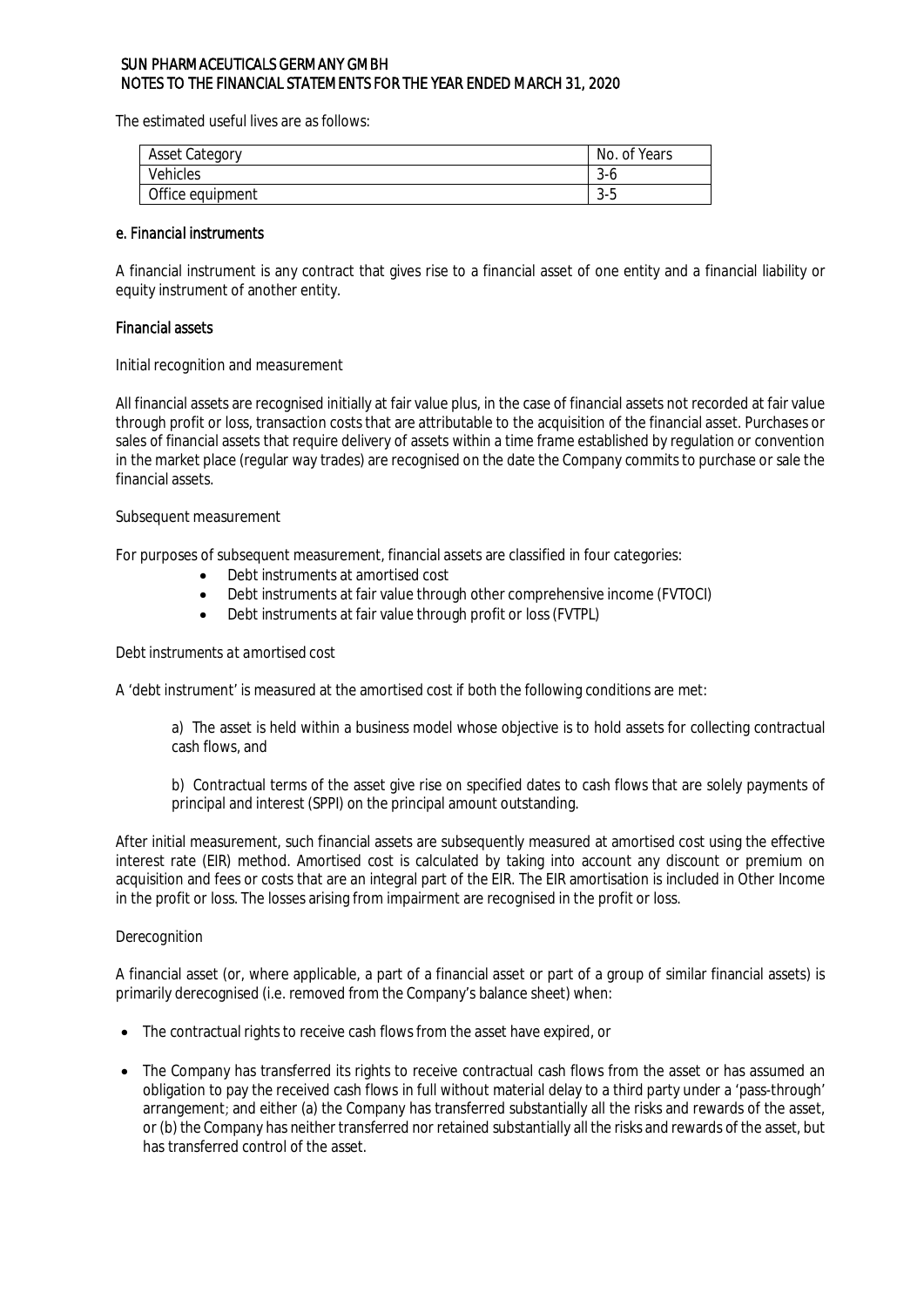The estimated useful lives are as follows:

| Asset Category | No. of Years |
| --- | --- |
| Vehicles | 3-6 |
| Office equipment | 3-5 |

### *e. Financial instruments*

A financial instrument is any contract that gives rise to a financial asset of one entity and a financial liability or equity instrument of another entity.

#### Financial assets

Initial recognition and measurement

All financial assets are recognised initially at fair value plus, in the case of financial assets not recorded at fair value through profit or loss, transaction costs that are attributable to the acquisition of the financial asset. Purchases or sales of financial assets that require delivery of assets within a time frame established by regulation or convention in the market place (regular way trades) are recognised on the date the Company commits to purchase or sale the financial assets.

Subsequent measurement

For purposes of subsequent measurement, financial assets are classified in four categories:

- Debt instruments at amortised cost
- Debt instruments at fair value through other comprehensive income (FVTOCI)
- Debt instruments at fair value through profit or loss (FVTPL)

Debt instruments at amortised cost

A 'debt instrument' is measured at the amortised cost if both the following conditions are met:

a) The asset is held within a business model whose objective is to hold assets for collecting contractual cash flows, and

b) Contractual terms of the asset give rise on specified dates to cash flows that are solely payments of principal and interest (SPPI) on the principal amount outstanding.

After initial measurement, such financial assets are subsequently measured at amortised cost using the effective interest rate (EIR) method. Amortised cost is calculated by taking into account any discount or premium on acquisition and fees or costs that are an integral part of the EIR. The EIR amortisation is included in Other Income in the profit or loss. The losses arising from impairment are recognised in the profit or loss.

Derecognition

A financial asset (or, where applicable, a part of a financial asset or part of a group of similar financial assets) is primarily derecognised (i.e. removed from the Company's balance sheet) when:

- The contractual rights to receive cash flows from the asset have expired, or
- The Company has transferred its rights to receive contractual cash flows from the asset or has assumed an obligation to pay the received cash flows in full without material delay to a third party under a 'pass-through' arrangement; and either (a) the Company has transferred substantially all the risks and rewards of the asset, or (b) the Company has neither transferred nor retained substantially all the risks and rewards of the asset, but has transferred control of the asset.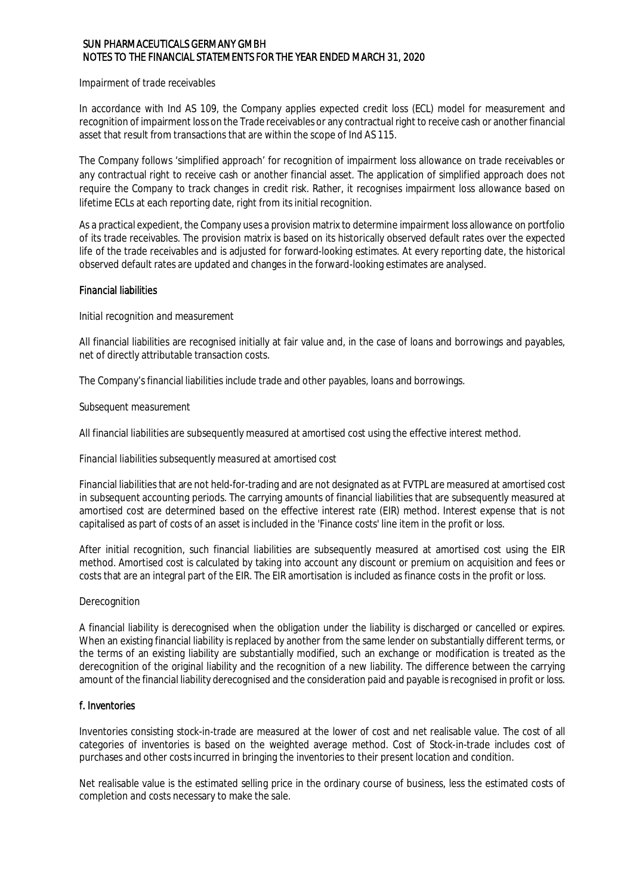*Impairment of trade receivables*

In accordance with Ind AS 109, the Company applies expected credit loss (ECL) model for measurement and recognition of impairment loss on the Trade receivables or any contractual right to receive cash or another financial asset that result from transactions that are within the scope of Ind AS 115.

The Company follows 'simplified approach' for recognition of impairment loss allowance on trade receivables or any contractual right to receive cash or another financial asset. The application of simplified approach does not require the Company to track changes in credit risk. Rather, it recognises impairment loss allowance based on lifetime ECLs at each reporting date, right from its initial recognition.

As a practical expedient, the Company uses a provision matrix to determine impairment loss allowance on portfolio of its trade receivables. The provision matrix is based on its historically observed default rates over the expected life of the trade receivables and is adjusted for forward-looking estimates. At every reporting date, the historical observed default rates are updated and changes in the forward-looking estimates are analysed.

**Financial liabilities**

*Initial recognition and measurement*

All financial liabilities are recognised initially at fair value and, in the case of loans and borrowings and payables, net of directly attributable transaction costs.

The Company's financial liabilities include trade and other payables, loans and borrowings.

*Subsequent measurement*

All financial liabilities are subsequently measured at amortised cost using the effective interest method.

*Financial liabilities subsequently measured at amortised cost*

Financial liabilities that are not held-for-trading and are not designated as at FVTPL are measured at amortised cost in subsequent accounting periods. The carrying amounts of financial liabilities that are subsequently measured at amortised cost are determined based on the effective interest rate (EIR) method. Interest expense that is not capitalised as part of costs of an asset is included in the 'Finance costs' line item in the profit or loss.

After initial recognition, such financial liabilities are subsequently measured at amortised cost using the EIR method. Amortised cost is calculated by taking into account any discount or premium on acquisition and fees or costs that are an integral part of the EIR. The EIR amortisation is included as finance costs in the profit or loss.

*Derecognition*

A financial liability is derecognised when the obligation under the liability is discharged or cancelled or expires. When an existing financial liability is replaced by another from the same lender on substantially different terms, or the terms of an existing liability are substantially modified, such an exchange or modification is treated as the derecognition of the original liability and the recognition of a new liability. The difference between the carrying amount of the financial liability derecognised and the consideration paid and payable is recognised in profit or loss.

**f. Inventories**

Inventories consisting stock-in-trade are measured at the lower of cost and net realisable value. The cost of all categories of inventories is based on the weighted average method. Cost of Stock-in-trade includes cost of purchases and other costs incurred in bringing the inventories to their present location and condition.

Net realisable value is the estimated selling price in the ordinary course of business, less the estimated costs of completion and costs necessary to make the sale.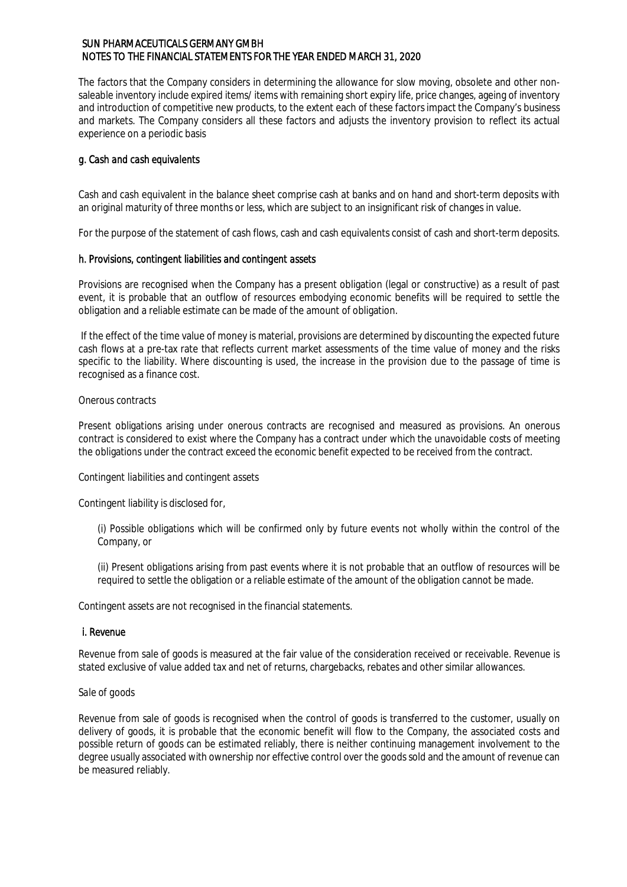The factors that the Company considers in determining the allowance for slow moving, obsolete and other non-saleable inventory include expired items/ items with remaining short expiry life, price changes, ageing of inventory and introduction of competitive new products, to the extent each of these factors impact the Company's business and markets. The Company considers all these factors and adjusts the inventory provision to reflect its actual experience on a periodic basis

### g. Cash and cash equivalents

Cash and cash equivalent in the balance sheet comprise cash at banks and on hand and short-term deposits with an original maturity of three months or less, which are subject to an insignificant risk of changes in value.

For the purpose of the statement of cash flows, cash and cash equivalents consist of cash and short-term deposits.

### h. Provisions, contingent liabilities and contingent assets

Provisions are recognised when the Company has a present obligation (legal or constructive) as a result of past event, it is probable that an outflow of resources embodying economic benefits will be required to settle the obligation and a reliable estimate can be made of the amount of obligation.

If the effect of the time value of money is material, provisions are determined by discounting the expected future cash flows at a pre-tax rate that reflects current market assessments of the time value of money and the risks specific to the liability. Where discounting is used, the increase in the provision due to the passage of time is recognised as a finance cost.

*Onerous contracts*

Present obligations arising under onerous contracts are recognised and measured as provisions. An onerous contract is considered to exist where the Company has a contract under which the unavoidable costs of meeting the obligations under the contract exceed the economic benefit expected to be received from the contract.

*Contingent liabilities and contingent assets*

Contingent liability is disclosed for,

(i) Possible obligations which will be confirmed only by future events not wholly within the control of the Company, or

(ii) Present obligations arising from past events where it is not probable that an outflow of resources will be required to settle the obligation or a reliable estimate of the amount of the obligation cannot be made.

Contingent assets are not recognised in the financial statements.

### i. Revenue

Revenue from sale of goods is measured at the fair value of the consideration received or receivable. Revenue is stated exclusive of value added tax and net of returns, chargebacks, rebates and other similar allowances.

*Sale of goods*

Revenue from sale of goods is recognised when the control of goods is transferred to the customer, usually on delivery of goods, it is probable that the economic benefit will flow to the Company, the associated costs and possible return of goods can be estimated reliably, there is neither continuing management involvement to the degree usually associated with ownership nor effective control over the goods sold and the amount of revenue can be measured reliably.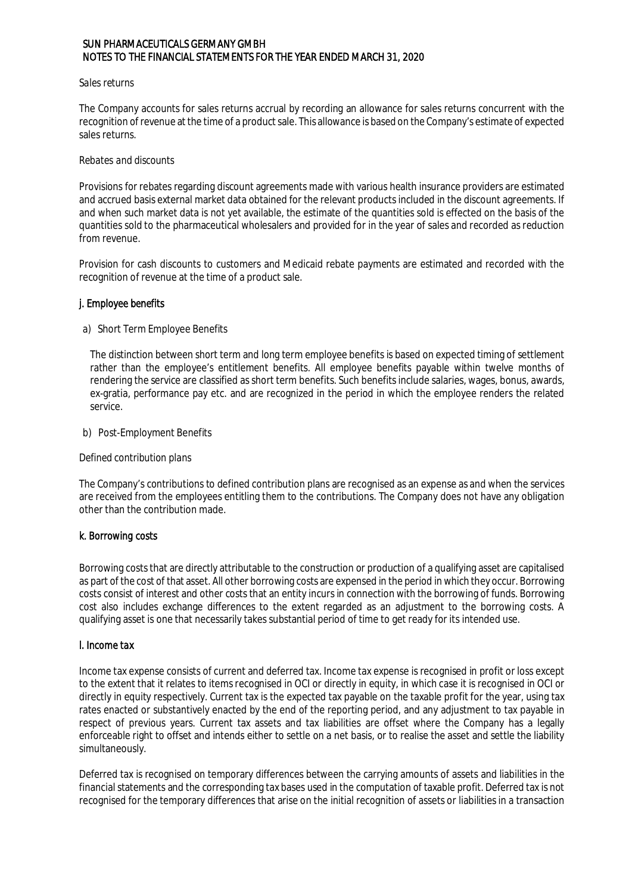*Sales returns*

The Company accounts for sales returns accrual by recording an allowance for sales returns concurrent with the recognition of revenue at the time of a product sale. This allowance is based on the Company's estimate of expected sales returns.

*Rebates and discounts*

Provisions for rebates regarding discount agreements made with various health insurance providers are estimated and accrued basis external market data obtained for the relevant products included in the discount agreements. If and when such market data is not yet available, the estimate of the quantities sold is effected on the basis of the quantities sold to the pharmaceutical wholesalers and provided for in the year of sales and recorded as reduction from revenue.

Provision for cash discounts to customers and Medicaid rebate payments are estimated and recorded with the recognition of revenue at the time of a product sale.

## j. Employee benefits

a) Short Term Employee Benefits

The distinction between short term and long term employee benefits is based on expected timing of settlement rather than the employee's entitlement benefits. All employee benefits payable within twelve months of rendering the service are classified as short term benefits. Such benefits include salaries, wages, bonus, awards, ex-gratia, performance pay etc. and are recognized in the period in which the employee renders the related service.

b) Post-Employment Benefits

*Defined contribution plans*

The Company's contributions to defined contribution plans are recognised as an expense as and when the services are received from the employees entitling them to the contributions. The Company does not have any obligation other than the contribution made.

## k. Borrowing costs

Borrowing costs that are directly attributable to the construction or production of a qualifying asset are capitalised as part of the cost of that asset. All other borrowing costs are expensed in the period in which they occur. Borrowing costs consist of interest and other costs that an entity incurs in connection with the borrowing of funds. Borrowing cost also includes exchange differences to the extent regarded as an adjustment to the borrowing costs. A qualifying asset is one that necessarily takes substantial period of time to get ready for its intended use.

## l. Income tax

Income tax expense consists of current and deferred tax. Income tax expense is recognised in profit or loss except to the extent that it relates to items recognised in OCI or directly in equity, in which case it is recognised in OCI or directly in equity respectively. Current tax is the expected tax payable on the taxable profit for the year, using tax rates enacted or substantively enacted by the end of the reporting period, and any adjustment to tax payable in respect of previous years. Current tax assets and tax liabilities are offset where the Company has a legally enforceable right to offset and intends either to settle on a net basis, or to realise the asset and settle the liability simultaneously.

Deferred tax is recognised on temporary differences between the carrying amounts of assets and liabilities in the financial statements and the corresponding tax bases used in the computation of taxable profit. Deferred tax is not recognised for the temporary differences that arise on the initial recognition of assets or liabilities in a transaction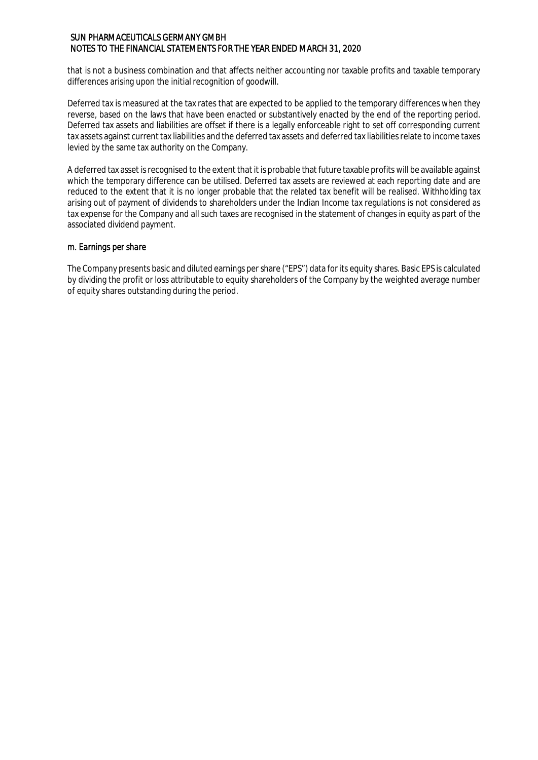that is not a business combination and that affects neither accounting nor taxable profits and taxable temporary differences arising upon the initial recognition of goodwill.

Deferred tax is measured at the tax rates that are expected to be applied to the temporary differences when they reverse, based on the laws that have been enacted or substantively enacted by the end of the reporting period. Deferred tax assets and liabilities are offset if there is a legally enforceable right to set off corresponding current tax assets against current tax liabilities and the deferred tax assets and deferred tax liabilities relate to income taxes levied by the same tax authority on the Company.

A deferred tax asset is recognised to the extent that it is probable that future taxable profits will be available against which the temporary difference can be utilised. Deferred tax assets are reviewed at each reporting date and are reduced to the extent that it is no longer probable that the related tax benefit will be realised. Withholding tax arising out of payment of dividends to shareholders under the Indian Income tax regulations is not considered as tax expense for the Company and all such taxes are recognised in the statement of changes in equity as part of the associated dividend payment.

### m. Earnings per share

The Company presents basic and diluted earnings per share ("EPS") data for its equity shares. Basic EPS is calculated by dividing the profit or loss attributable to equity shareholders of the Company by the weighted average number of equity shares outstanding during the period.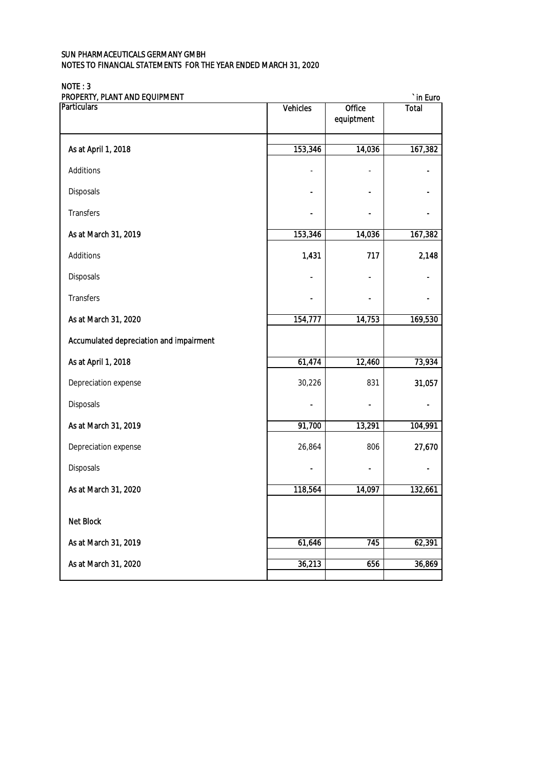SUN PHARMACEUTICALS GERMANY GMBH
NOTES TO FINANCIAL STATEMENTS FOR THE YEAR ENDED MARCH 31, 2020

NOTE : 3
PROPERTY, PLANT AND EQUIPMENT

` in Euro

| Particulars | Vehicles | Office equiptment | Total |
|---|---|---|---|
| As at April 1, 2018 | 153,346 | 14,036 | 167,382 |
| Additions | - | - | - |
| Disposals | - | - | - |
| Transfers | - | - | - |
| As at March 31, 2019 | 153,346 | 14,036 | 167,382 |
| Additions | 1,431 | 717 | 2,148 |
| Disposals | - | - | - |
| Transfers | - | - | - |
| As at March 31, 2020 | 154,777 | 14,753 | 169,530 |
| Accumulated depreciation and impairment | | | |
| As at April 1, 2018 | 61,474 | 12,460 | 73,934 |
| Depreciation expense | 30,226 | 831 | 31,057 |
| Disposals | - | - | - |
| As at March 31, 2019 | 91,700 | 13,291 | 104,991 |
| Depreciation expense | 26,864 | 806 | 27,670 |
| Disposals | - | - | - |
| As at March 31, 2020 | 118,564 | 14,097 | 132,661 |
| Net Block | | | |
| As at March 31, 2019 | 61,646 | 745 | 62,391 |
| As at March 31, 2020 | 36,213 | 656 | 36,869 |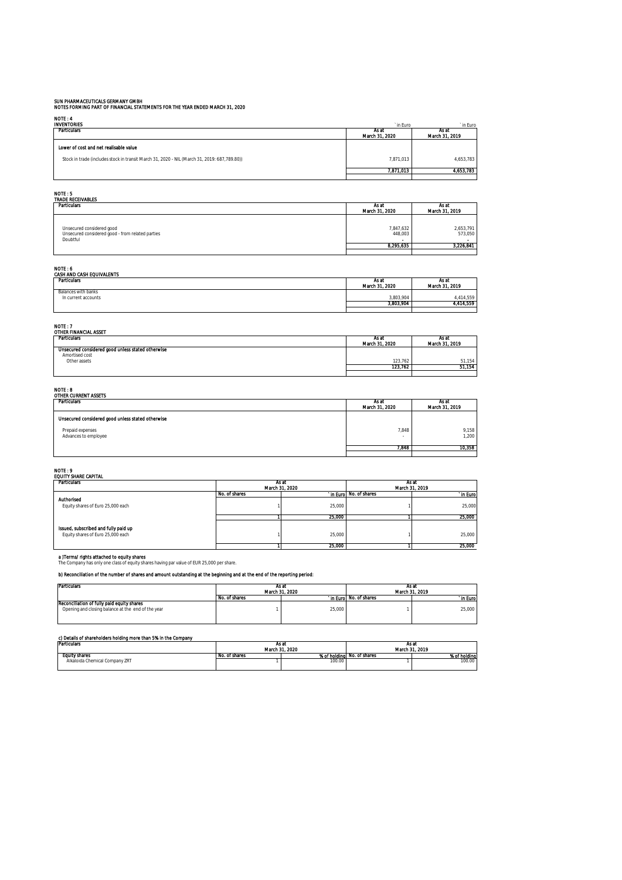SUN PHARMACEUTICALS GERMANY GMBH
NOTES FORMING PART OF FINANCIAL STATEMENTS FOR THE YEAR ENDED MARCH 31, 2020

NOTE : 4
INVENTORIES

| Particulars | As at March 31, 2020 (` in Euro) | As at March 31, 2019 (` in Euro) |
|---|---|---|
| **Lower of cost and net realisable value** | | |
| Stock in trade (includes stock in transit March 31, 2020 - NIL (March 31, 2019: 687,789.80)) | 7,871,013 | 4,653,783 |
| | **7,871,013** | **4,653,783** |

NOTE : 5
TRADE RECEIVABLES

| Particulars | As at March 31, 2020 | As at March 31, 2019 |
|---|---|---|
| Unsecured considered good | 7,847,632 | 2,653,791 |
| Unsecured considered good - from related parties | 448,003 | 573,050 |
| Doubtful | - | - |
| | **8,295,635** | **3,226,841** |

NOTE : 6
CASH AND CASH EQUIVALENTS

| Particulars | As at March 31, 2020 | As at March 31, 2019 |
|---|---|---|
| Balances with banks | | |
| In current accounts | 3,803,904 | 4,414,559 |
| | **3,803,904** | **4,414,559** |

NOTE : 7
OTHER FINANCIAL ASSET

| Particulars | As at March 31, 2020 | As at March 31, 2019 |
|---|---|---|
| **Unsecured considered good unless stated otherwise** | | |
| Amortised cost | | |
| Other assets | 123,762 | 51,154 |
| | **123,762** | **51,154** |

NOTE : 8
OTHER CURRENT ASSETS

| Particulars | As at March 31, 2020 | As at March 31, 2019 |
|---|---|---|
| **Unsecured considered good unless stated otherwise** | | |
| Prepaid expenses | 7,848 | 9,158 |
| Advances to employee | - | 1,200 |
| | **7,848** | **10,358** |

NOTE : 9
EQUITY SHARE CAPITAL

| Particulars | As at March 31, 2020 | | As at March 31, 2019 | |
|---|---|---|---|---|
| | No. of shares | ` in Euro | No. of shares | ` in Euro |
| **Authorised** | | | | |
| Equity shares of Euro 25,000 each | 1 | 25,000 | 1 | 25,000 |
| | **1** | **25,000** | **1** | **25,000** |
| **Issued, subscribed and fully paid up** | | | | |
| Equity shares of Euro 25,000 each | 1 | 25,000 | 1 | 25,000 |
| | **1** | **25,000** | **1** | **25,000** |

**a )Terms/ rights attached to equity shares**
The Company has only one class of equity shares having par value of EUR 25,000 per share.

**b) Reconciliation of the number of shares and amount outstanding at the beginning and at the end of the reporting period:**

| Particulars | As at March 31, 2020 | | As at March 31, 2019 | |
|---|---|---|---|---|
| | No. of shares | ` in Euro | No. of shares | ` in Euro |
| **Reconciliation of fully paid equity shares** | | | | |
| Opening and closing balance at the end of the year | 1 | 25,000 | 1 | 25,000 |

**c) Details of shareholders holding more than 5% in the Company**

| Particulars | As at March 31, 2020 | | As at March 31, 2019 | |
|---|---|---|---|---|
| **Equity shares** | No. of shares | % of holding | No. of shares | % of holding |
| Alkaloida Chemical Company ZRT | 1 | 100.00 | 1 | 100.00 |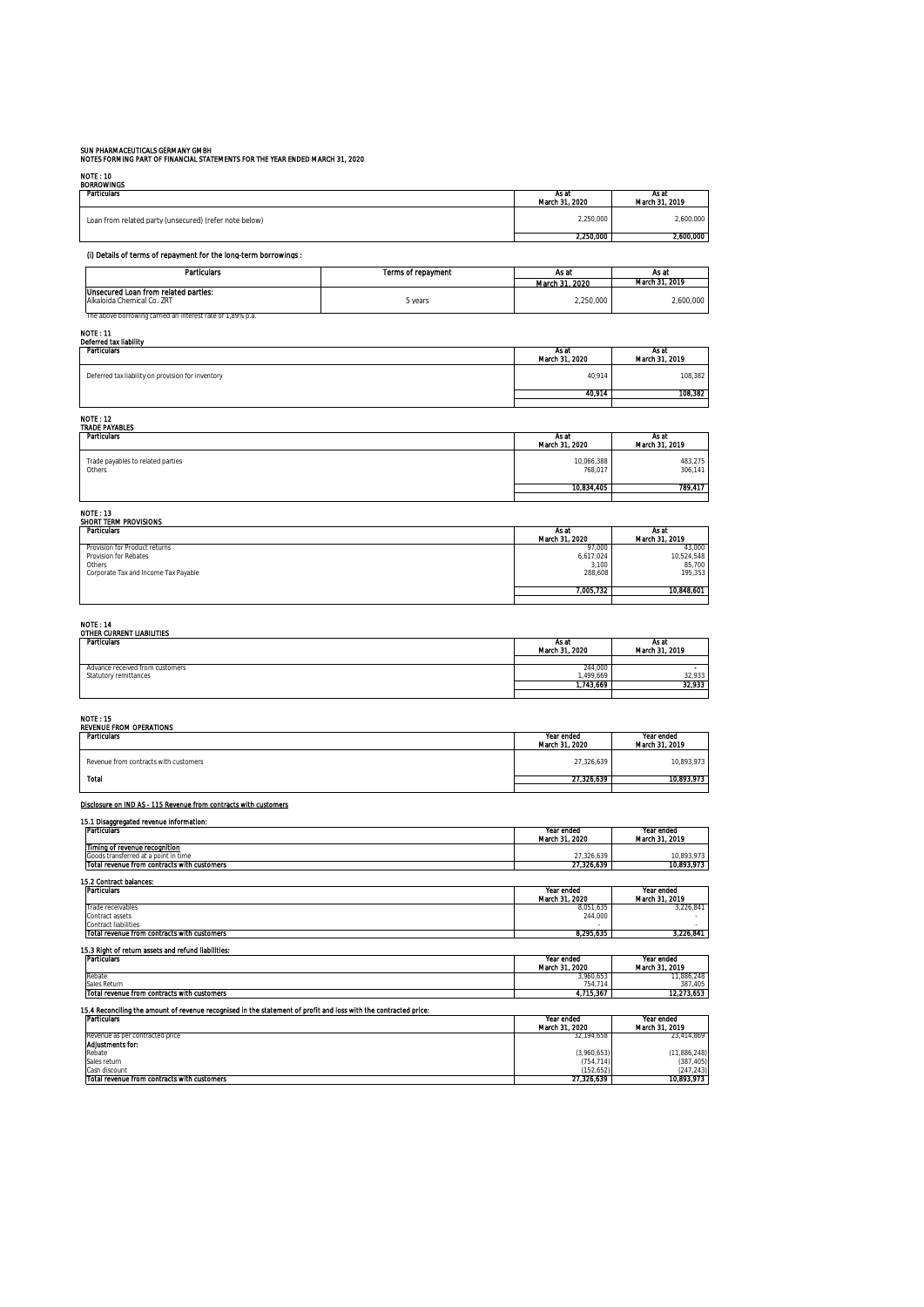SUN PHARMACEUTICALS GERMANY GMBH
NOTES FORMING PART OF FINANCIAL STATEMENTS FOR THE YEAR ENDED MARCH 31, 2020

**NOTE : 10**
**BORROWINGS**

| Particulars | As at March 31, 2020 | As at March 31, 2019 |
|---|---|---|
| Loan from related party (unsecured) (refer note below) | 2,250,000 | 2,600,000 |
| | **2,250,000** | **2,600,000** |

**(i) Details of terms of repayment for the long-term borrowings :**

| Particulars | Terms of repayment | As at March 31, 2020 | As at March 31, 2019 |
|---|---|---|---|
| **Unsecured Loan from related parties:** | | | |
| Alkaloida Chemical Co. ZRT | 5 years | 2,250,000 | 2,600,000 |

The above borrowing carried an interest rate of 1,89% p.a.

**NOTE : 11**
**Deferred tax liability**

| Particulars | As at March 31, 2020 | As at March 31, 2019 |
|---|---|---|
| Deferred tax liability on provision for inventory | 40,914 | 108,382 |
| | **40,914** | **108,382** |

**NOTE : 12**
**TRADE PAYABLES**

| Particulars | As at March 31, 2020 | As at March 31, 2019 |
|---|---|---|
| Trade payables to related parties | 10,066,388 | 483,275 |
| Others | 768,017 | 306,141 |
| | **10,834,405** | **789,417** |

**NOTE : 13**
**SHORT TERM PROVISIONS**

| Particulars | As at March 31, 2020 | As at March 31, 2019 |
|---|---|---|
| Provision for Product returns | 97,000 | 43,000 |
| Provision for Rebates | 6,617,024 | 10,524,548 |
| Others | 3,100 | 85,700 |
| Corporate Tax and Income Tax Payable | 288,608 | 195,353 |
| | **7,005,732** | **10,848,601** |

**NOTE : 14**
**OTHER CURRENT LIABILITIES**

| Particulars | As at March 31, 2020 | As at March 31, 2019 |
|---|---|---|
| Advance received from customers | 244,000 | - |
| Statutory remittances | 1,499,669 | 32,933 |
| | **1,743,669** | **32,933** |

**NOTE : 15**
**REVENUE FROM OPERATIONS**

| Particulars | Year ended March 31, 2020 | Year ended March 31, 2019 |
|---|---|---|
| Revenue from contracts with customers | 27,326,639 | 10,893,973 |
| **Total** | **27,326,639** | **10,893,973** |

**Disclosure on IND AS - 115 Revenue from contracts with customers**

**15.1 Disaggregated revenue information:**

| Particulars | Year ended March 31, 2020 | Year ended March 31, 2019 |
|---|---|---|
| **Timing of revenue recognition** | | |
| Goods transferred at a point in time | 27,326,639 | 10,893,973 |
| **Total revenue from contracts with customers** | **27,326,639** | **10,893,973** |

**15.2 Contract balances:**

| Particulars | Year ended March 31, 2020 | Year ended March 31, 2019 |
|---|---|---|
| Trade receivables | 8,051,635 | 3,226,841 |
| Contract assets | 244,000 | - |
| Contract liabilities | - | - |
| **Total revenue from contracts with customers** | **8,295,635** | **3,226,841** |

**15.3 Right of return assets and refund liabilities:**

| Particulars | Year ended March 31, 2020 | Year ended March 31, 2019 |
|---|---|---|
| Rebate | 3,960,653 | 11,886,248 |
| Sales Return | 754,714 | 387,405 |
| **Total revenue from contracts with customers** | **4,715,367** | **12,273,653** |

**15.4 Reconciling the amount of revenue recognised in the statement of profit and loss with the contracted price:**

| Particulars | Year ended March 31, 2020 | Year ended March 31, 2019 |
|---|---|---|
| Revenue as per contracted price | 32,194,658 | 23,414,869 |
| **Adjustments for:** | | |
| Rebate | (3,960,653) | (11,886,248) |
| Sales return | (754,714) | (387,405) |
| Cash discount | (152,652) | (247,243) |
| **Total revenue from contracts with customers** | **27,326,639** | **10,893,973** |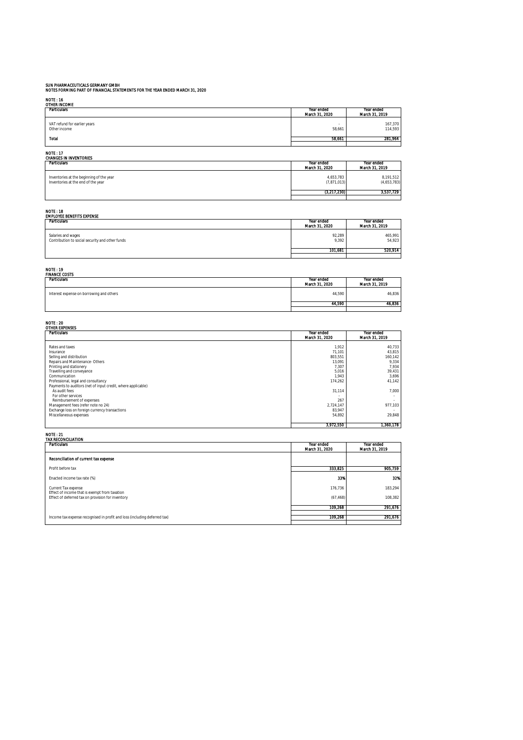**SUN PHARMACEUTICALS GERMANY GMBH**
**NOTES FORMING PART OF FINANCIAL STATEMENTS FOR THE YEAR ENDED MARCH 31, 2020**

**NOTE : 16**
**OTHER INCOME**

| Particulars | Year ended March 31, 2020 | Year ended March 31, 2019 |
|---|---|---|
| VAT refund for earlier years | - | 167,370 |
| Other income | 58,661 | 114,593 |
| **Total** | **58,661** | **281,964** |

**NOTE : 17**
**CHANGES IN INVENTORIES**

| Particulars | Year ended March 31, 2020 | Year ended March 31, 2019 |
|---|---|---|
| Inventories at the beginning of the year | 4,653,783 | 8,191,512 |
| Inventories at the end of the year | (7,871,013) | (4,653,783) |
| | **(3,217,230)** | **3,537,729** |

**NOTE : 18**
**EMPLOYEE BENEFITS EXPENSE**

| Particulars | Year ended March 31, 2020 | Year ended March 31, 2019 |
|---|---|---|
| Salaries and wages | 92,289 | 465,991 |
| Contribution to social security and other funds | 9,392 | 54,923 |
| | **101,681** | **520,914** |

**NOTE : 19**
**FINANCE COSTS**

| Particulars | Year ended March 31, 2020 | Year ended March 31, 2019 |
|---|---|---|
| Interest expense on borrowing and others | 44,590 | 46,836 |
| | **44,590** | **46,836** |

**NOTE : 20**
**OTHER EXPENSES**

| Particulars | Year ended March 31, 2020 | Year ended March 31, 2019 |
|---|---|---|
| Rates and taxes | 1,912 | 40,733 |
| Insurance | 71,101 | 43,815 |
| Selling and distribution | 803,551 | 160,142 |
| Repairs and Maintenance- Others | 13,091 | 9,334 |
| Printing and stationery | 7,307 | 7,934 |
| Travelling and conveyance | 5,016 | 39,431 |
| Communication | 1,943 | 3,696 |
| Professional, legal and consultancy | 174,262 | 41,142 |
| Payments to auditors (net of input credit, where applicable) | | |
| As audit fees | 31,114 | 7,000 |
| For other services | - | - |
| Reimbursement of expenses | 267 | - |
| Management fees (refer note no 24) | 2,724,147 | 977,103 |
| Exchange loss on foreign currency transactions | 83,947 | - |
| Miscellaneous expenses | 54,892 | 29,848 |
| | **3,972,550** | **1,360,178** |

**NOTE : 21**
**TAX RECONCILIATION**

| Particulars | Year ended March 31, 2020 | Year ended March 31, 2019 |
|---|---|---|
| **Reconciliation of current tax expense** | | |
| Profit before tax | **333,825** | **905,759** |
| Enacted income tax rate (%) | **33%** | **32%** |
| Current Tax expense | 176,736 | 183,294 |
| Effect of income that is exempt from taxation | | |
| Effect of deferred tax on provision for inventory | (67,468) | 108,382 |
| | **109,268** | **291,676** |
| Income tax expense recognised in profit and loss (including deferred tax) | **109,268** | **291,676** |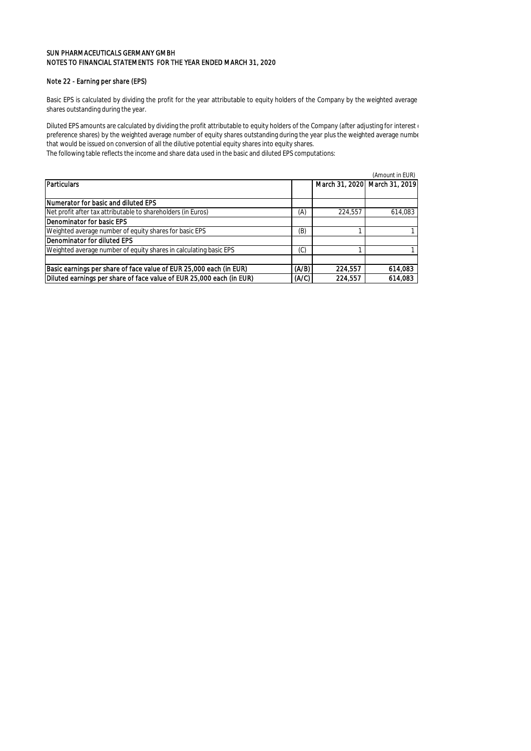SUN PHARMACEUTICALS GERMANY GMBH
NOTES TO FINANCIAL STATEMENTS FOR THE YEAR ENDED MARCH 31, 2020

## Note 22 - Earning per share (EPS)

Basic EPS is calculated by dividing the profit for the year attributable to equity holders of the Company by the weighted average shares outstanding during the year.

Diluted EPS amounts are calculated by dividing the profit attributable to equity holders of the Company (after adjusting for interest preference shares) by the weighted average number of equity shares outstanding during the year plus the weighted average numbe that would be issued on conversion of all the dilutive potential equity shares into equity shares.
The following table reflects the income and share data used in the basic and diluted EPS computations:

(Amount in EUR)

| Particulars | | March 31, 2020 | March 31, 2019 |
|---|---|---|---|
| **Numerator for basic and diluted EPS** | | | |
| Net profit after tax attributable to shareholders (in Euros) | (A) | 224,557 | 614,083 |
| **Denominator for basic EPS** | | | |
| Weighted average number of equity shares for basic EPS | (B) | 1 | 1 |
| **Denominator for diluted EPS** | | | |
| Weighted average number of equity shares in calculating basic EPS | (C) | 1 | 1 |
| | | | |
| **Basic earnings per share of face value of EUR 25,000 each (in EUR)** | **(A/B)** | **224,557** | **614,083** |
| **Diluted earnings per share of face value of EUR 25,000 each (in EUR)** | **(A/C)** | **224,557** | **614,083** |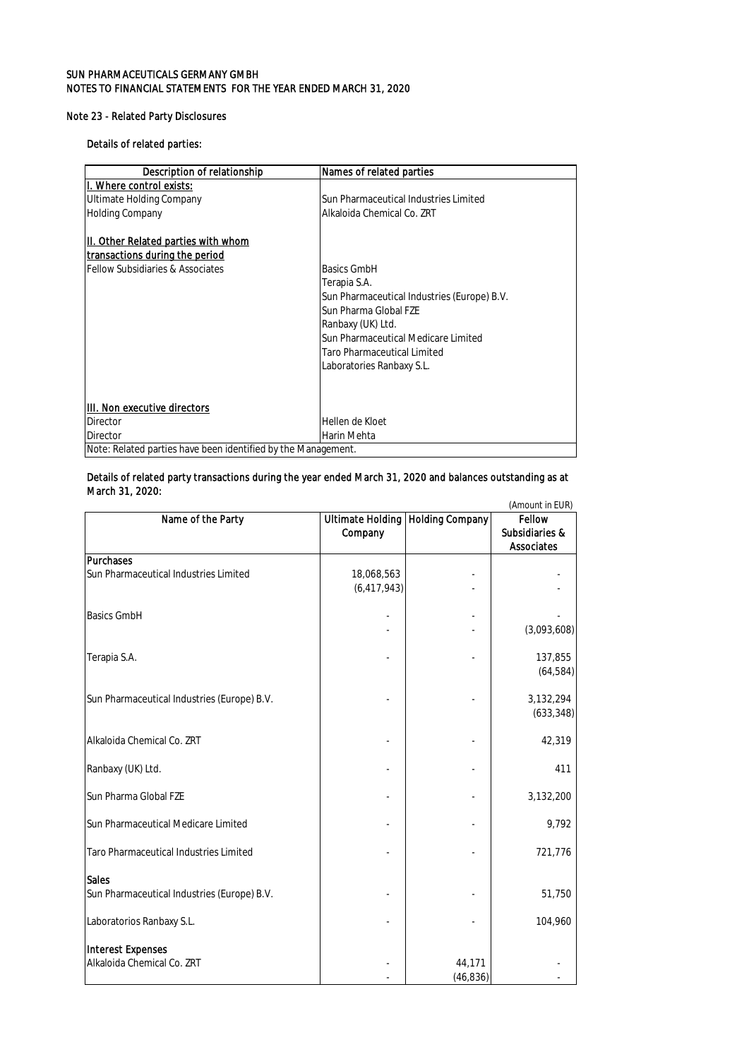SUN PHARMACEUTICALS GERMANY GMBH
NOTES TO FINANCIAL STATEMENTS FOR THE YEAR ENDED MARCH 31, 2020

## Note 23 - Related Party Disclosures

**Details of related parties:**

| Description of relationship | Names of related parties |
|---|---|
| **I. Where control exists:** | |
| Ultimate Holding Company | Sun Pharmaceutical Industries Limited |
| Holding Company | Alkaloida Chemical Co. ZRT |
| **II. Other Related parties with whom transactions during the period** | |
| Fellow Subsidiaries & Associates | Basics GmbH |
| | Terapia S.A. |
| | Sun Pharmaceutical Industries (Europe) B.V. |
| | Sun Pharma Global FZE |
| | Ranbaxy (UK) Ltd. |
| | Sun Pharmaceutical Medicare Limited |
| | Taro Pharmaceutical Limited |
| | Laboratories Ranbaxy S.L. |
| **III. Non executive directors** | |
| Director | Hellen de Kloet |
| Director | Harin Mehta |
| Note: Related parties have been identified by the Management. | |

**Details of related party transactions during the year ended March 31, 2020 and balances outstanding as at March 31, 2020:**

(Amount in EUR)

| Name of the Party | Ultimate Holding Company | Holding Company | Fellow Subsidiaries & Associates |
|---|---|---|---|
| **Purchases** | | | |
| Sun Pharmaceutical Industries Limited | 18,068,563 | - | - |
| | (6,417,943) | - | - |
| Basics GmbH | - | - | - |
| | - | - | (3,093,608) |
| Terapia S.A. | - | - | 137,855 |
| | | | (64,584) |
| Sun Pharmaceutical Industries (Europe) B.V. | - | - | 3,132,294 |
| | | | (633,348) |
| Alkaloida Chemical Co. ZRT | - | - | 42,319 |
| Ranbaxy (UK) Ltd. | - | - | 411 |
| Sun Pharma Global FZE | - | - | 3,132,200 |
| Sun Pharmaceutical Medicare Limited | - | - | 9,792 |
| Taro Pharmaceutical Industries Limited | - | - | 721,776 |
| **Sales** | | | |
| Sun Pharmaceutical Industries (Europe) B.V. | - | - | 51,750 |
| Laboratorios Ranbaxy S.L. | - | - | 104,960 |
| **Interest Expenses** | | | |
| Alkaloida Chemical Co. ZRT | - | 44,171 | - |
| | - | (46,836) | - |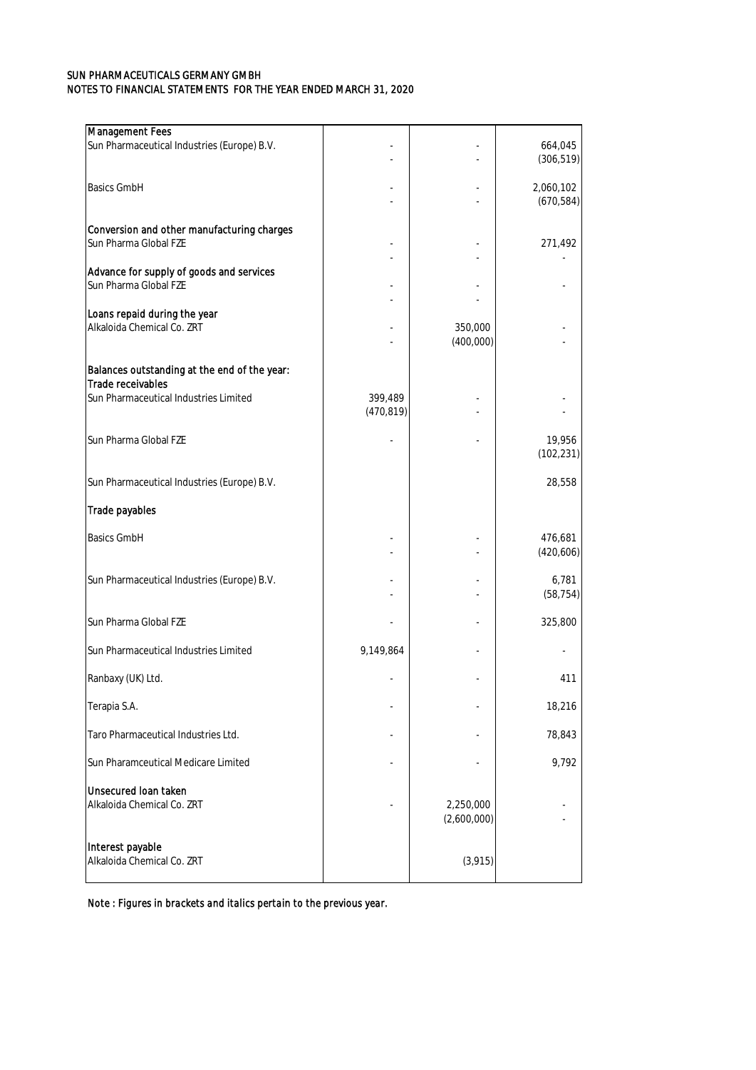SUN PHARMACEUTICALS GERMANY GMBH
NOTES TO FINANCIAL STATEMENTS FOR THE YEAR ENDED MARCH 31, 2020

| | | | |
|---|---|---|---|
| **Management Fees** | | | |
| Sun Pharmaceutical Industries (Europe) B.V. | - | - | 664,045 |
| | - | - | *(306,519)* |
| Basics GmbH | - | - | 2,060,102 |
| | - | - | *(670,584)* |
| **Conversion and other manufacturing charges** | | | |
| Sun Pharma Global FZE | - | - | 271,492 |
| | - | - | - |
| **Advance for supply of goods and services** | | | |
| Sun Pharma Global FZE | - | - | - |
| | - | - | |
| **Loans repaid during the year** | | | |
| Alkaloida Chemical Co. ZRT | - | 350,000 | - |
| | - | *(400,000)* | - |
| **Balances outstanding at the end of the year:** | | | |
| **Trade receivables** | | | |
| Sun Pharmaceutical Industries Limited | 399,489 | - | - |
| | *(470,819)* | - | - |
| Sun Pharma Global FZE | - | - | 19,956 |
| | | | *(102,231)* |
| Sun Pharmaceutical Industries (Europe) B.V. | | | 28,558 |
| **Trade payables** | | | |
| Basics GmbH | - | - | 476,681 |
| | - | - | *(420,606)* |
| Sun Pharmaceutical Industries (Europe) B.V. | - | - | 6,781 |
| | - | - | *(58,754)* |
| Sun Pharma Global FZE | - | - | 325,800 |
| Sun Pharmaceutical Industries Limited | 9,149,864 | - | - |
| Ranbaxy (UK) Ltd. | - | - | 411 |
| Terapia S.A. | - | - | 18,216 |
| Taro Pharmaceutical Industries Ltd. | - | - | 78,843 |
| Sun Pharamceutical Medicare Limited | - | - | 9,792 |
| **Unsecured loan taken** | | | |
| Alkaloida Chemical Co. ZRT | - | 2,250,000 | - |
| | | *(2,600,000)* | - |
| **Interest payable** | | | |
| Alkaloida Chemical Co. ZRT | | *(3,915)* | |

*Note : Figures in brackets and italics pertain to the previous year.*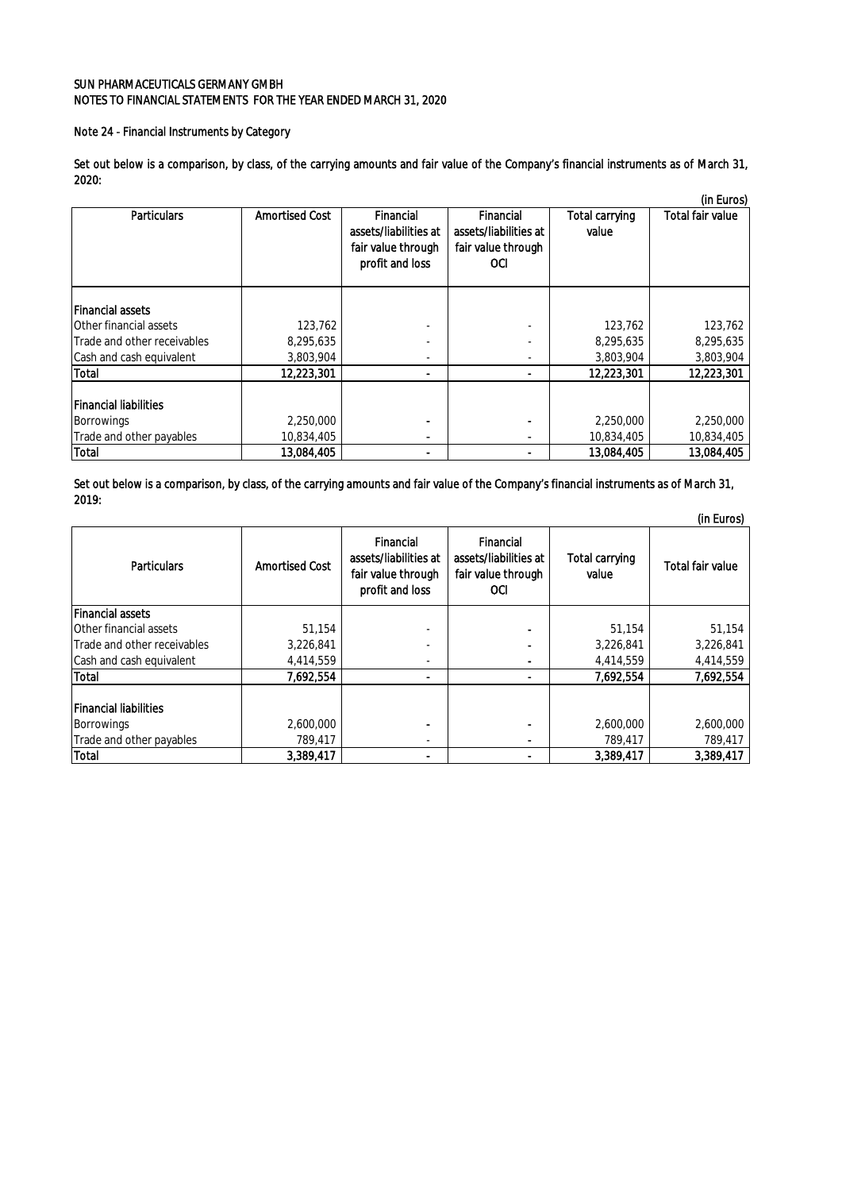SUN PHARMACEUTICALS GERMANY GMBH
NOTES TO FINANCIAL STATEMENTS FOR THE YEAR ENDED MARCH 31, 2020

## Note 24 - Financial Instruments by Category

Set out below is a comparison, by class, of the carrying amounts and fair value of the Company's financial instruments as of March 31, 2020:

(in Euros)

| Particulars | Amortised Cost | Financial assets/liabilities at fair value through profit and loss | Financial assets/liabilities at fair value through OCI | Total carrying value | Total fair value |
|---|---|---|---|---|---|
| **Financial assets** | | | | | |
| Other financial assets | 123,762 | - | - | 123,762 | 123,762 |
| Trade and other receivables | 8,295,635 | - | - | 8,295,635 | 8,295,635 |
| Cash and cash equivalent | 3,803,904 | - | - | 3,803,904 | 3,803,904 |
| **Total** | **12,223,301** | **-** | **-** | **12,223,301** | **12,223,301** |
| **Financial liabilities** | | | | | |
| Borrowings | 2,250,000 | - | - | 2,250,000 | 2,250,000 |
| Trade and other payables | 10,834,405 | - | - | 10,834,405 | 10,834,405 |
| **Total** | **13,084,405** | **-** | **-** | **13,084,405** | **13,084,405** |

Set out below is a comparison, by class, of the carrying amounts and fair value of the Company's financial instruments as of March 31, 2019:

(in Euros)

| Particulars | Amortised Cost | Financial assets/liabilities at fair value through profit and loss | Financial assets/liabilities at fair value through OCI | Total carrying value | Total fair value |
|---|---|---|---|---|---|
| **Financial assets** | | | | | |
| Other financial assets | 51,154 | - | - | 51,154 | 51,154 |
| Trade and other receivables | 3,226,841 | - | - | 3,226,841 | 3,226,841 |
| Cash and cash equivalent | 4,414,559 | - | - | 4,414,559 | 4,414,559 |
| **Total** | **7,692,554** | **-** | **-** | **7,692,554** | **7,692,554** |
| **Financial liabilities** | | | | | |
| Borrowings | 2,600,000 | - | - | 2,600,000 | 2,600,000 |
| Trade and other payables | 789,417 | - | - | 789,417 | 789,417 |
| **Total** | **3,389,417** | **-** | **-** | **3,389,417** | **3,389,417** |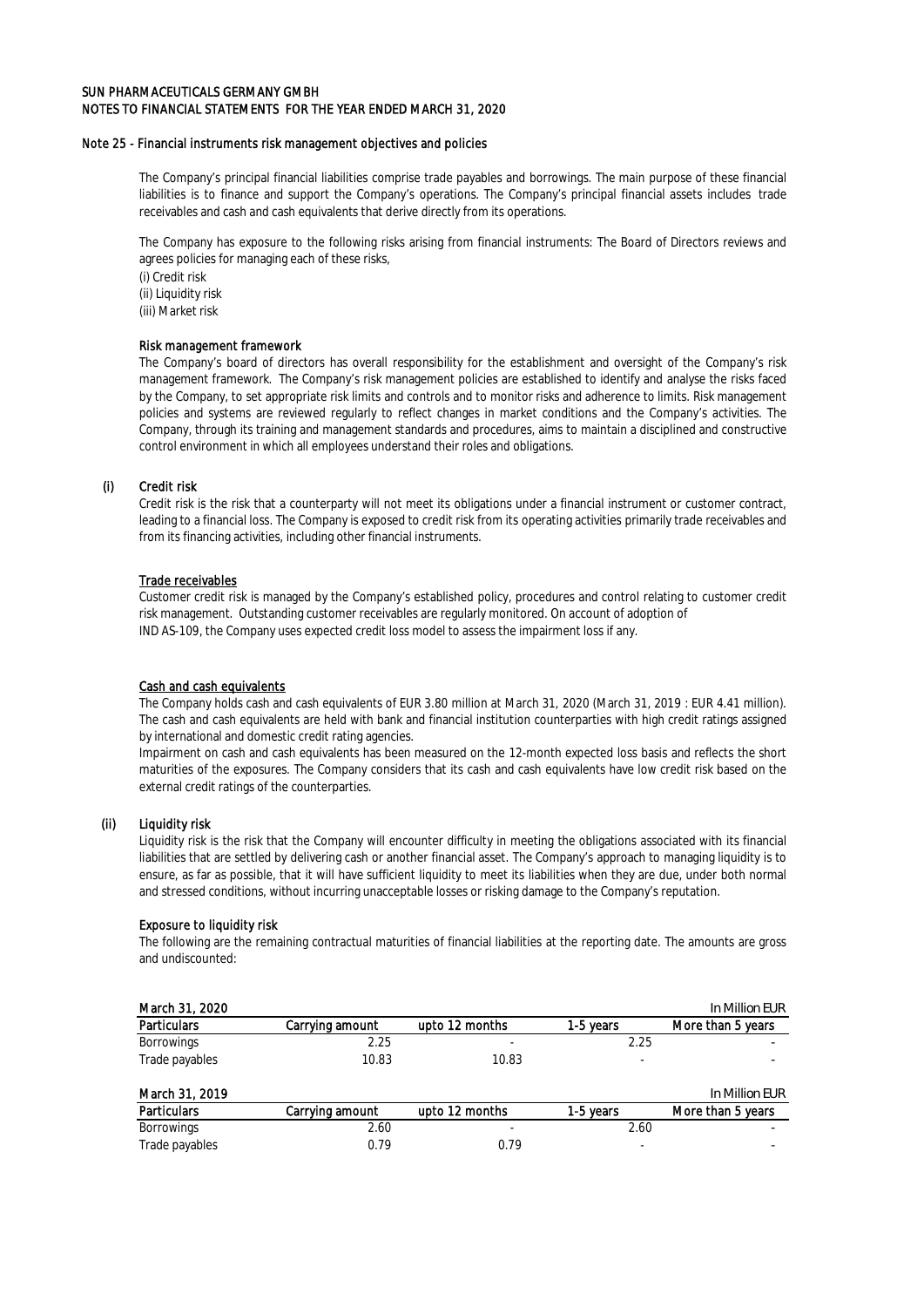SUN PHARMACEUTICALS GERMANY GMBH
NOTES TO FINANCIAL STATEMENTS FOR THE YEAR ENDED MARCH 31, 2020

## Note 25 - Financial instruments risk management objectives and policies

The Company's principal financial liabilities comprise trade payables and borrowings. The main purpose of these financial liabilities is to finance and support the Company's operations. The Company's principal financial assets includes trade receivables and cash and cash equivalents that derive directly from its operations.

The Company has exposure to the following risks arising from financial instruments: The Board of Directors reviews and agrees policies for managing each of these risks,

(i) Credit risk
(ii) Liquidity risk
(iii) Market risk

### Risk management framework

The Company's board of directors has overall responsibility for the establishment and oversight of the Company's risk management framework. The Company's risk management policies are established to identify and analyse the risks faced by the Company, to set appropriate risk limits and controls and to monitor risks and adherence to limits. Risk management policies and systems are reviewed regularly to reflect changes in market conditions and the Company's activities. The Company, through its training and management standards and procedures, aims to maintain a disciplined and constructive control environment in which all employees understand their roles and obligations.

### (i) Credit risk

Credit risk is the risk that a counterparty will not meet its obligations under a financial instrument or customer contract, leading to a financial loss. The Company is exposed to credit risk from its operating activities primarily trade receivables and from its financing activities, including other financial instruments.

#### Trade receivables

Customer credit risk is managed by the Company's established policy, procedures and control relating to customer credit risk management. Outstanding customer receivables are regularly monitored. On account of adoption of IND AS-109, the Company uses expected credit loss model to assess the impairment loss if any.

#### Cash and cash equivalents

The Company holds cash and cash equivalents of EUR 3.80 million at March 31, 2020 (March 31, 2019 : EUR 4.41 million). The cash and cash equivalents are held with bank and financial institution counterparties with high credit ratings assigned by international and domestic credit rating agencies.

Impairment on cash and cash equivalents has been measured on the 12-month expected loss basis and reflects the short maturities of the exposures. The Company considers that its cash and cash equivalents have low credit risk based on the external credit ratings of the counterparties.

### (ii) Liquidity risk

Liquidity risk is the risk that the Company will encounter difficulty in meeting the obligations associated with its financial liabilities that are settled by delivering cash or another financial asset. The Company's approach to managing liquidity is to ensure, as far as possible, that it will have sufficient liquidity to meet its liabilities when they are due, under both normal and stressed conditions, without incurring unacceptable losses or risking damage to the Company's reputation.

#### Exposure to liquidity risk

The following are the remaining contractual maturities of financial liabilities at the reporting date. The amounts are gross and undiscounted:

March 31, 2020 — In Million EUR

| Particulars | Carrying amount | upto 12 months | 1-5 years | More than 5 years |
|---|---|---|---|---|
| Borrowings | 2.25 | - | 2.25 | - |
| Trade payables | 10.83 | 10.83 | - | - |

March 31, 2019 — In Million EUR

| Particulars | Carrying amount | upto 12 months | 1-5 years | More than 5 years |
|---|---|---|---|---|
| Borrowings | 2.60 | - | 2.60 | - |
| Trade payables | 0.79 | 0.79 | - | - |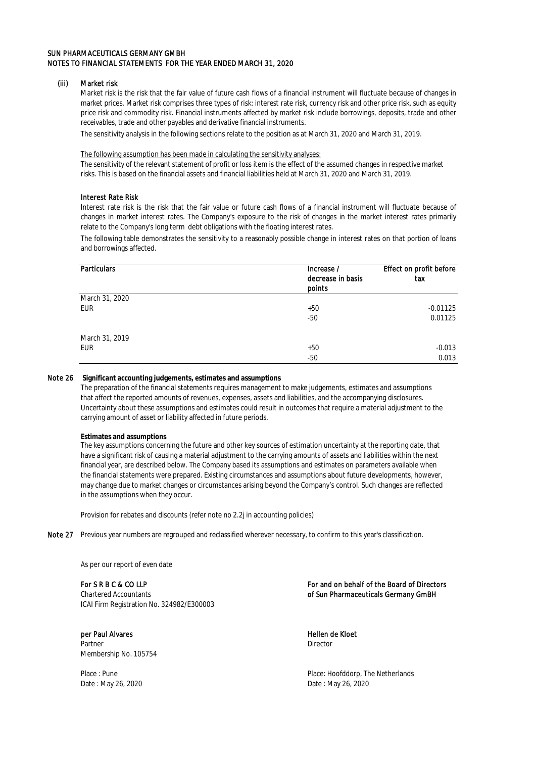SUN PHARMACEUTICALS GERMANY GMBH
NOTES TO FINANCIAL STATEMENTS FOR THE YEAR ENDED MARCH 31, 2020

### (iii) Market risk

Market risk is the risk that the fair value of future cash flows of a financial instrument will fluctuate because of changes in market prices. Market risk comprises three types of risk: interest rate risk, currency risk and other price risk, such as equity price risk and commodity risk. Financial instruments affected by market risk include borrowings, deposits, trade and other receivables, trade and other payables and derivative financial instruments.

The sensitivity analysis in the following sections relate to the position as at March 31, 2020 and March 31, 2019.

The following assumption has been made in calculating the sensitivity analyses:

The sensitivity of the relevant statement of profit or loss item is the effect of the assumed changes in respective market risks. This is based on the financial assets and financial liabilities held at March 31, 2020 and March 31, 2019.

#### Interest Rate Risk

Interest rate risk is the risk that the fair value or future cash flows of a financial instrument will fluctuate because of changes in market interest rates. The Company's exposure to the risk of changes in the market interest rates primarily relate to the Company's long term debt obligations with the floating interest rates.

The following table demonstrates the sensitivity to a reasonably possible change in interest rates on that portion of loans and borrowings affected.

| Particulars | Increase / decrease in basis points | Effect on profit before tax |
|---|---|---|
| March 31, 2020 | | |
| EUR | +50 | -0.01125 |
| | -50 | 0.01125 |
| | | |
| March 31, 2019 | | |
| EUR | +50 | -0.013 |
| | -50 | 0.013 |

## Note 26 Significant accounting judgements, estimates and assumptions

The preparation of the financial statements requires management to make judgements, estimates and assumptions that affect the reported amounts of revenues, expenses, assets and liabilities, and the accompanying disclosures. Uncertainty about these assumptions and estimates could result in outcomes that require a material adjustment to the carrying amount of asset or liability affected in future periods.

**Estimates and assumptions**

The key assumptions concerning the future and other key sources of estimation uncertainty at the reporting date, that have a significant risk of causing a material adjustment to the carrying amounts of assets and liabilities within the next financial year, are described below. The Company based its assumptions and estimates on parameters available when the financial statements were prepared. Existing circumstances and assumptions about future developments, however, may change due to market changes or circumstances arising beyond the Company's control. Such changes are reflected in the assumptions when they occur.

Provision for rebates and discounts (refer note no 2.2j in accounting policies)

## Note 27 Previous year numbers are regrouped and reclassified wherever necessary, to confirm to this year's classification.

As per our report of even date

For S R B C & CO LLP
Chartered Accountants
ICAI Firm Registration No. 324982/E300003

per Paul Alvares
Partner
Membership No. 105754

Place : Pune
Date : May 26, 2020

For and on behalf of the Board of Directors
of Sun Pharmaceuticals Germany GmBH

Hellen de Kloet
Director

Place: Hoofddorp, The Netherlands
Date : May 26, 2020